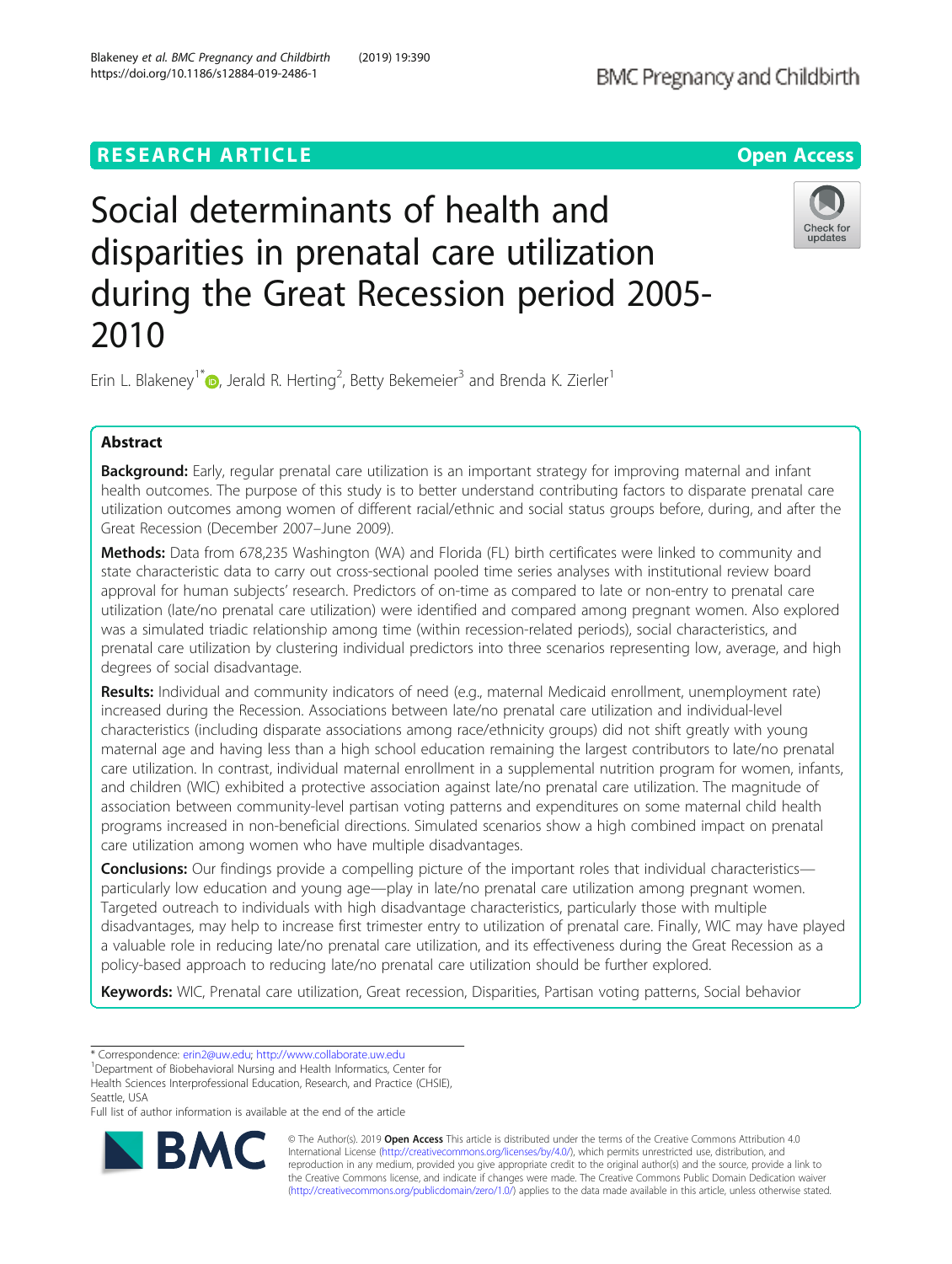RESEARCH ARTICLE

Open Access

# Social determinants of health and disparities in prenatal care utilization during the Great Recession period 2005-2010

Erin L. Blakeney[1*], Jerald R. Herting[2], Betty Bekemeier[3] and Brenda K. Zierler[1]

## Abstract

**Background:** Early, regular prenatal care utilization is an important strategy for improving maternal and infant health outcomes. The purpose of this study is to better understand contributing factors to disparate prenatal care utilization outcomes among women of different racial/ethnic and social status groups before, during, and after the Great Recession (December 2007–June 2009).

**Methods:** Data from 678,235 Washington (WA) and Florida (FL) birth certificates were linked to community and state characteristic data to carry out cross-sectional pooled time series analyses with institutional review board approval for human subjects' research. Predictors of on-time as compared to late or non-entry to prenatal care utilization (late/no prenatal care utilization) were identified and compared among pregnant women. Also explored was a simulated triadic relationship among time (within recession-related periods), social characteristics, and prenatal care utilization by clustering individual predictors into three scenarios representing low, average, and high degrees of social disadvantage.

**Results:** Individual and community indicators of need (e.g., maternal Medicaid enrollment, unemployment rate) increased during the Recession. Associations between late/no prenatal care utilization and individual-level characteristics (including disparate associations among race/ethnicity groups) did not shift greatly with young maternal age and having less than a high school education remaining the largest contributors to late/no prenatal care utilization. In contrast, individual maternal enrollment in a supplemental nutrition program for women, infants, and children (WIC) exhibited a protective association against late/no prenatal care utilization. The magnitude of association between community-level partisan voting patterns and expenditures on some maternal child health programs increased in non-beneficial directions. Simulated scenarios show a high combined impact on prenatal care utilization among women who have multiple disadvantages.

**Conclusions:** Our findings provide a compelling picture of the important roles that individual characteristics—particularly low education and young age—play in late/no prenatal care utilization among pregnant women. Targeted outreach to individuals with high disadvantage characteristics, particularly those with multiple disadvantages, may help to increase first trimester entry to utilization of prenatal care. Finally, WIC may have played a valuable role in reducing late/no prenatal care utilization, and its effectiveness during the Great Recession as a policy-based approach to reducing late/no prenatal care utilization should be further explored.

**Keywords:** WIC, Prenatal care utilization, Great recession, Disparities, Partisan voting patterns, Social behavior

\* Correspondence: erin2@uw.edu; http://www.collaborate.uw.edu
[1]Department of Biobehavioral Nursing and Health Informatics, Center for Health Sciences Interprofessional Education, Research, and Practice (CHSIE), Seattle, USA
Full list of author information is available at the end of the article

© The Author(s). 2019 **Open Access** This article is distributed under the terms of the Creative Commons Attribution 4.0 International License (http://creativecommons.org/licenses/by/4.0/), which permits unrestricted use, distribution, and reproduction in any medium, provided you give appropriate credit to the original author(s) and the source, provide a link to the Creative Commons license, and indicate if changes were made. The Creative Commons Public Domain Dedication waiver (http://creativecommons.org/publicdomain/zero/1.0/) applies to the data made available in this article, unless otherwise stated.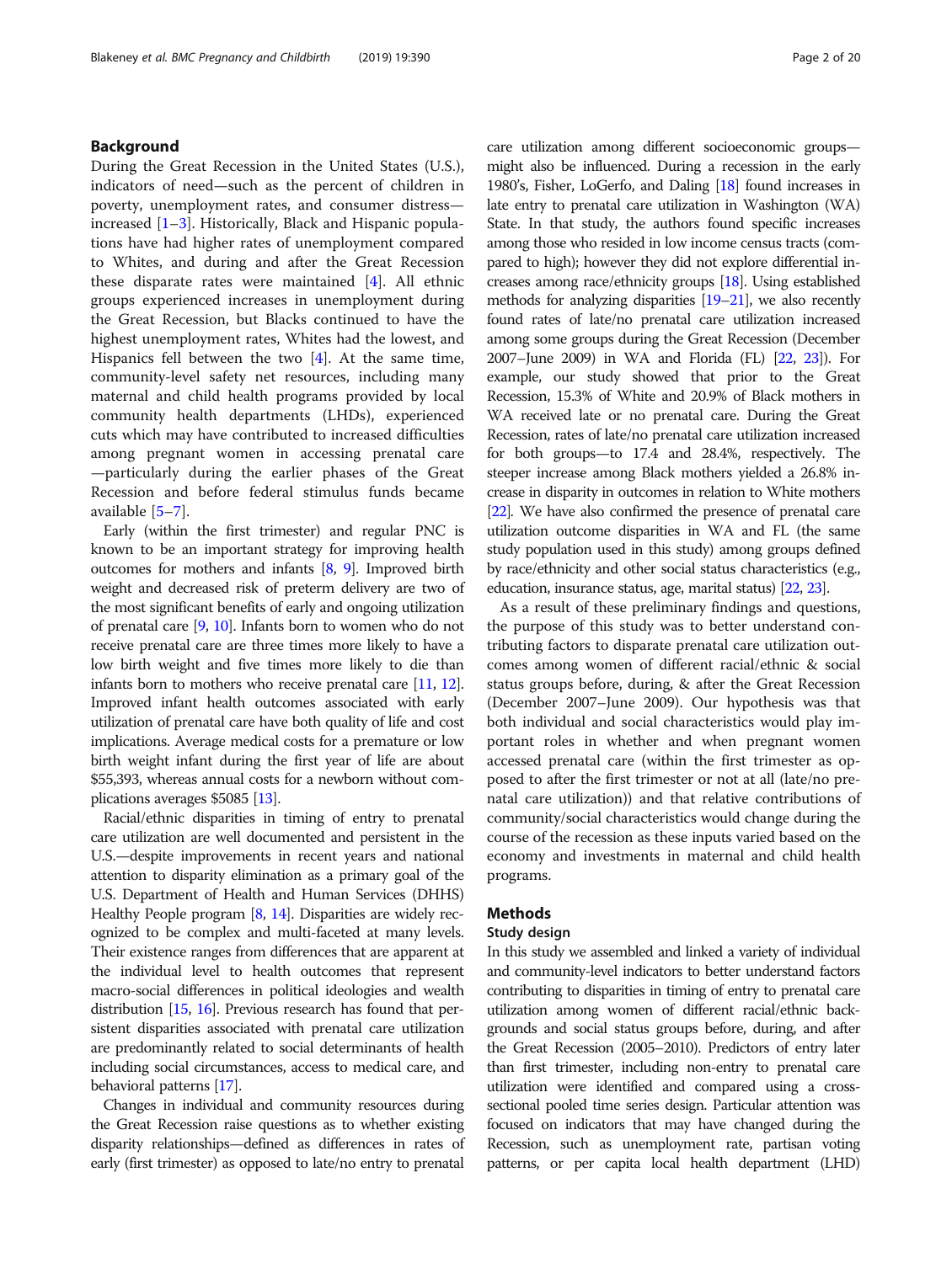## Background

During the Great Recession in the United States (U.S.), indicators of need—such as the percent of children in poverty, unemployment rates, and consumer distress—increased [1–3]. Historically, Black and Hispanic populations have had higher rates of unemployment compared to Whites, and during and after the Great Recession these disparate rates were maintained [4]. All ethnic groups experienced increases in unemployment during the Great Recession, but Blacks continued to have the highest unemployment rates, Whites had the lowest, and Hispanics fell between the two [4]. At the same time, community-level safety net resources, including many maternal and child health programs provided by local community health departments (LHDs), experienced cuts which may have contributed to increased difficulties among pregnant women in accessing prenatal care—particularly during the earlier phases of the Great Recession and before federal stimulus funds became available [5–7].

Early (within the first trimester) and regular PNC is known to be an important strategy for improving health outcomes for mothers and infants [8, 9]. Improved birth weight and decreased risk of preterm delivery are two of the most significant benefits of early and ongoing utilization of prenatal care [9, 10]. Infants born to women who do not receive prenatal care are three times more likely to have a low birth weight and five times more likely to die than infants born to mothers who receive prenatal care [11, 12]. Improved infant health outcomes associated with early utilization of prenatal care have both quality of life and cost implications. Average medical costs for a premature or low birth weight infant during the first year of life are about $55,393, whereas annual costs for a newborn without complications averages $5085 [13].

Racial/ethnic disparities in timing of entry to prenatal care utilization are well documented and persistent in the U.S.—despite improvements in recent years and national attention to disparity elimination as a primary goal of the U.S. Department of Health and Human Services (DHHS) Healthy People program [8, 14]. Disparities are widely recognized to be complex and multi-faceted at many levels. Their existence ranges from differences that are apparent at the individual level to health outcomes that represent macro-social differences in political ideologies and wealth distribution [15, 16]. Previous research has found that persistent disparities associated with prenatal care utilization are predominantly related to social determinants of health including social circumstances, access to medical care, and behavioral patterns [17].

Changes in individual and community resources during the Great Recession raise questions as to whether existing disparity relationships—defined as differences in rates of early (first trimester) as opposed to late/no entry to prenatal care utilization among different socioeconomic groups—might also be influenced. During a recession in the early 1980's, Fisher, LoGerfo, and Daling [18] found increases in late entry to prenatal care utilization in Washington (WA) State. In that study, the authors found specific increases among those who resided in low income census tracts (compared to high); however they did not explore differential increases among race/ethnicity groups [18]. Using established methods for analyzing disparities [19–21], we also recently found rates of late/no prenatal care utilization increased among some groups during the Great Recession (December 2007–June 2009) in WA and Florida (FL) [22, 23]). For example, our study showed that prior to the Great Recession, 15.3% of White and 20.9% of Black mothers in WA received late or no prenatal care. During the Great Recession, rates of late/no prenatal care utilization increased for both groups—to 17.4 and 28.4%, respectively. The steeper increase among Black mothers yielded a 26.8% increase in disparity in outcomes in relation to White mothers [22]. We have also confirmed the presence of prenatal care utilization outcome disparities in WA and FL (the same study population used in this study) among groups defined by race/ethnicity and other social status characteristics (e.g., education, insurance status, age, marital status) [22, 23].

As a result of these preliminary findings and questions, the purpose of this study was to better understand contributing factors to disparate prenatal care utilization outcomes among women of different racial/ethnic & social status groups before, during, & after the Great Recession (December 2007–June 2009). Our hypothesis was that both individual and social characteristics would play important roles in whether and when pregnant women accessed prenatal care (within the first trimester as opposed to after the first trimester or not at all (late/no prenatal care utilization)) and that relative contributions of community/social characteristics would change during the course of the recession as these inputs varied based on the economy and investments in maternal and child health programs.

## Methods

### Study design

In this study we assembled and linked a variety of individual and community-level indicators to better understand factors contributing to disparities in timing of entry to prenatal care utilization among women of different racial/ethnic backgrounds and social status groups before, during, and after the Great Recession (2005–2010). Predictors of entry later than first trimester, including non-entry to prenatal care utilization were identified and compared using a cross-sectional pooled time series design. Particular attention was focused on indicators that may have changed during the Recession, such as unemployment rate, partisan voting patterns, or per capita local health department (LHD)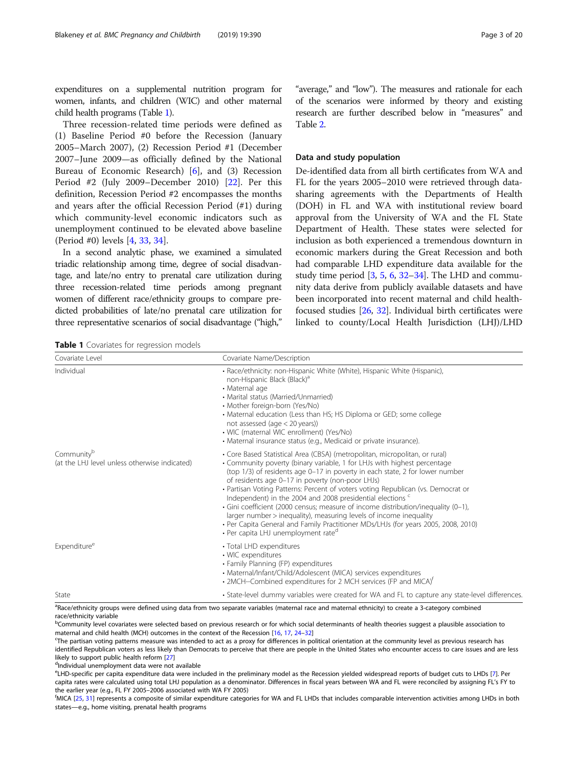expenditures on a supplemental nutrition program for women, infants, and children (WIC) and other maternal child health programs (Table 1).

Three recession-related time periods were defined as (1) Baseline Period #0 before the Recession (January 2005–March 2007), (2) Recession Period #1 (December 2007–June 2009—as officially defined by the National Bureau of Economic Research) [6], and (3) Recession Period #2 (July 2009–December 2010) [22]. Per this definition, Recession Period #2 encompasses the months and years after the official Recession Period (#1) during which community-level economic indicators such as unemployment continued to be elevated above baseline (Period #0) levels [4, 33, 34].

In a second analytic phase, we examined a simulated triadic relationship among time, degree of social disadvantage, and late/no entry to prenatal care utilization during three recession-related time periods among pregnant women of different race/ethnicity groups to compare predicted probabilities of late/no prenatal care utilization for three representative scenarios of social disadvantage ("high," "average," and "low"). The measures and rationale for each of the scenarios were informed by theory and existing research are further described below in "measures" and Table 2.

### Data and study population

De-identified data from all birth certificates from WA and FL for the years 2005–2010 were retrieved through data-sharing agreements with the Departments of Health (DOH) in FL and WA with institutional review board approval from the University of WA and the FL State Department of Health. These states were selected for inclusion as both experienced a tremendous downturn in economic markers during the Great Recession and both had comparable LHD expenditure data available for the study time period [3, 5, 6, 32–34]. The LHD and community data derive from publicly available datasets and have been incorporated into recent maternal and child health-focused studies [26, 32]. Individual birth certificates were linked to county/Local Health Jurisdiction (LHJ)/LHD

**Table 1** Covariates for regression models

| Covariate Level | Covariate Name/Description |
| --- | --- |
| Individual | • Race/ethnicity: non-Hispanic White (White), Hispanic White (Hispanic), non-Hispanic Black (Black)[a]<br>• Maternal age<br>• Marital status (Married/Unmarried)<br>• Mother foreign-born (Yes/No)<br>• Maternal education (Less than HS; HS Diploma or GED; some college not assessed (age < 20 years))<br>• WIC (maternal WIC enrollment) (Yes/No)<br>• Maternal insurance status (e.g., Medicaid or private insurance). |
| Community[b] (at the LHJ level unless otherwise indicated) | • Core Based Statistical Area (CBSA) (metropolitan, micropolitan, or rural)<br>• Community poverty (binary variable, 1 for LHJs with highest percentage (top 1/3) of residents age 0–17 in poverty in each state, 2 for lower number of residents age 0–17 in poverty (non-poor LHJs)<br>• Partisan Voting Patterns: Percent of voters voting Republican (vs. Democrat or Independent) in the 2004 and 2008 presidential elections [c]<br>• Gini coefficient (2000 census; measure of income distribution/inequality (0–1), larger number > inequality), measuring levels of income inequality<br>• Per Capita General and Family Practitioner MDs/LHJs (for years 2005, 2008, 2010)<br>• Per capita LHJ unemployment rate[d] |
| Expenditure[e] | • Total LHD expenditures<br>• WIC expenditures<br>• Family Planning (FP) expenditures<br>• Maternal/Infant/Child/Adolescent (MICA) services expenditures<br>• 2MCH–Combined expenditures for 2 MCH services (FP and MICA)[f] |
| State | • State-level dummy variables were created for WA and FL to capture any state-level differences. |

[a]Race/ethnicity groups were defined using data from two separate variables (maternal race and maternal ethnicity) to create a 3-category combined race/ethnicity variable

[b]Community level covariates were selected based on previous research or for which social determinants of health theories suggest a plausible association to maternal and child health (MCH) outcomes in the context of the Recession [16, 17, 24–32]

[c]The partisan voting patterns measure was intended to act as a proxy for differences in political orientation at the community level as previous research has identified Republican voters as less likely than Democrats to perceive that there are people in the United States who encounter access to care issues and are less likely to support public health reform [27]

[d]Individual unemployment data were not available

[e]LHD-specific per capita expenditure data were included in the preliminary model as the Recession yielded widespread reports of budget cuts to LHDs [7]. Per capita rates were calculated using total LHJ population as a denominator. Differences in fiscal years between WA and FL were reconciled by assigning FL's FY to the earlier year (e.g., FL FY 2005–2006 associated with WA FY 2005)

[f]MICA [25, 31] represents a composite of similar expenditure categories for WA and FL LHDs that includes comparable intervention activities among LHDs in both states—e.g., home visiting, prenatal health programs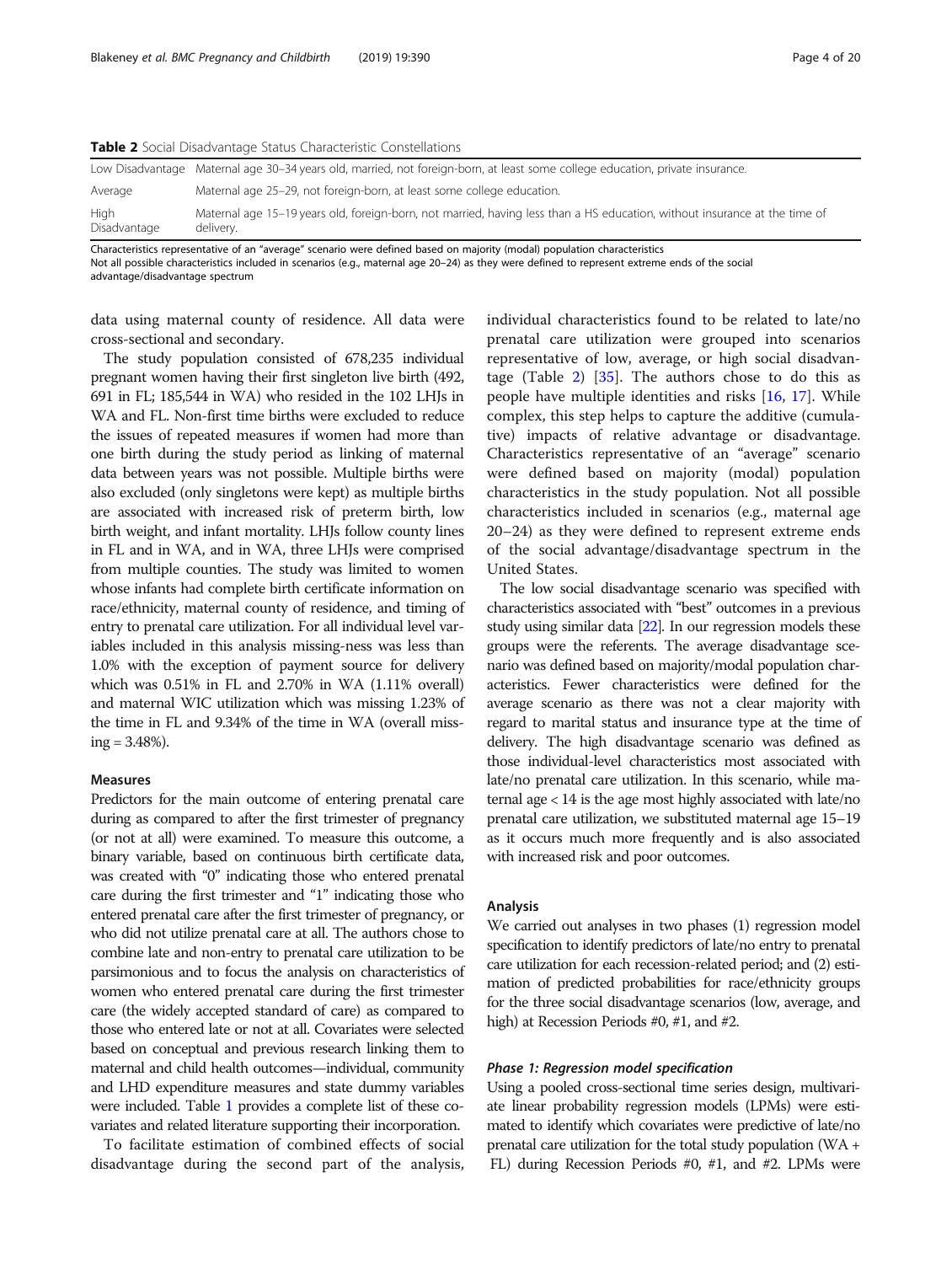**Table 2** Social Disadvantage Status Characteristic Constellations

| | |
|---|---|
| Low Disadvantage | Maternal age 30–34 years old, married, not foreign-born, at least some college education, private insurance. |
| Average | Maternal age 25–29, not foreign-born, at least some college education. |
| High Disadvantage | Maternal age 15–19 years old, foreign-born, not married, having less than a HS education, without insurance at the time of delivery. |

Characteristics representative of an "average" scenario were defined based on majority (modal) population characteristics
Not all possible characteristics included in scenarios (e.g., maternal age 20–24) as they were defined to represent extreme ends of the social advantage/disadvantage spectrum

data using maternal county of residence. All data were cross-sectional and secondary.

The study population consisted of 678,235 individual pregnant women having their first singleton live birth (492, 691 in FL; 185,544 in WA) who resided in the 102 LHJs in WA and FL. Non-first time births were excluded to reduce the issues of repeated measures if women had more than one birth during the study period as linking of maternal data between years was not possible. Multiple births were also excluded (only singletons were kept) as multiple births are associated with increased risk of preterm birth, low birth weight, and infant mortality. LHJs follow county lines in FL and in WA, and in WA, three LHJs were comprised from multiple counties. The study was limited to women whose infants had complete birth certificate information on race/ethnicity, maternal county of residence, and timing of entry to prenatal care utilization. For all individual level variables included in this analysis missing-ness was less than 1.0% with the exception of payment source for delivery which was 0.51% in FL and 2.70% in WA (1.11% overall) and maternal WIC utilization which was missing 1.23% of the time in FL and 9.34% of the time in WA (overall missing = 3.48%).

### Measures

Predictors for the main outcome of entering prenatal care during as compared to after the first trimester of pregnancy (or not at all) were examined. To measure this outcome, a binary variable, based on continuous birth certificate data, was created with "0" indicating those who entered prenatal care during the first trimester and "1" indicating those who entered prenatal care after the first trimester of pregnancy, or who did not utilize prenatal care at all. The authors chose to combine late and non-entry to prenatal care utilization to be parsimonious and to focus the analysis on characteristics of women who entered prenatal care during the first trimester care (the widely accepted standard of care) as compared to those who entered late or not at all. Covariates were selected based on conceptual and previous research linking them to maternal and child health outcomes—individual, community and LHD expenditure measures and state dummy variables were included. Table 1 provides a complete list of these covariates and related literature supporting their incorporation.

To facilitate estimation of combined effects of social disadvantage during the second part of the analysis, individual characteristics found to be related to late/no prenatal care utilization were grouped into scenarios representative of low, average, or high social disadvantage (Table 2) [35]. The authors chose to do this as people have multiple identities and risks [16, 17]. While complex, this step helps to capture the additive (cumulative) impacts of relative advantage or disadvantage. Characteristics representative of an "average" scenario were defined based on majority (modal) population characteristics in the study population. Not all possible characteristics included in scenarios (e.g., maternal age 20–24) as they were defined to represent extreme ends of the social advantage/disadvantage spectrum in the United States.

The low social disadvantage scenario was specified with characteristics associated with "best" outcomes in a previous study using similar data [22]. In our regression models these groups were the referents. The average disadvantage scenario was defined based on majority/modal population characteristics. Fewer characteristics were defined for the average scenario as there was not a clear majority with regard to marital status and insurance type at the time of delivery. The high disadvantage scenario was defined as those individual-level characteristics most associated with late/no prenatal care utilization. In this scenario, while maternal age < 14 is the age most highly associated with late/no prenatal care utilization, we substituted maternal age 15–19 as it occurs much more frequently and is also associated with increased risk and poor outcomes.

### Analysis

We carried out analyses in two phases (1) regression model specification to identify predictors of late/no entry to prenatal care utilization for each recession-related period; and (2) estimation of predicted probabilities for race/ethnicity groups for the three social disadvantage scenarios (low, average, and high) at Recession Periods #0, #1, and #2.

#### *Phase 1: Regression model specification*

Using a pooled cross-sectional time series design, multivariate linear probability regression models (LPMs) were estimated to identify which covariates were predictive of late/no prenatal care utilization for the total study population (WA + FL) during Recession Periods #0, #1, and #2. LPMs were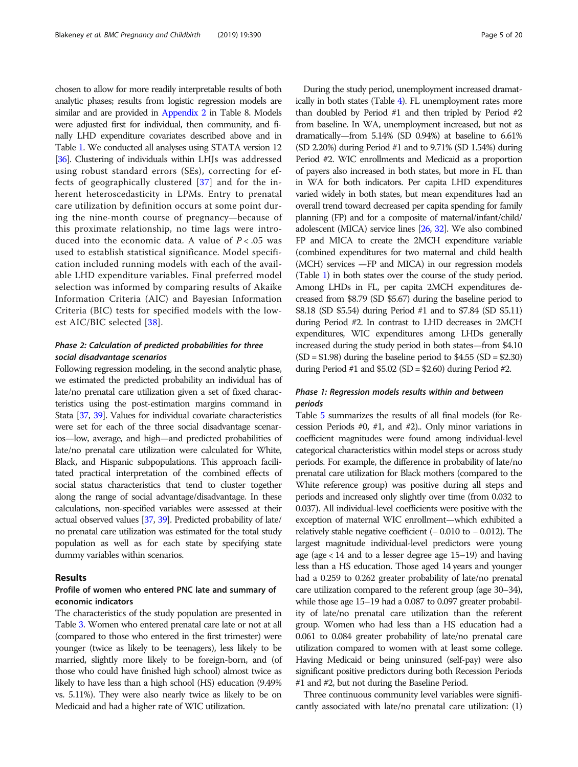chosen to allow for more readily interpretable results of both analytic phases; results from logistic regression models are similar and are provided in Appendix 2 in Table 8. Models were adjusted first for individual, then community, and finally LHD expenditure covariates described above and in Table 1. We conducted all analyses using STATA version 12 [36]. Clustering of individuals within LHJs was addressed using robust standard errors (SEs), correcting for effects of geographically clustered [37] and for the inherent heteroscedasticity in LPMs. Entry to prenatal care utilization by definition occurs at some point during the nine-month course of pregnancy—because of this proximate relationship, no time lags were introduced into the economic data. A value of $P < .05$ was used to establish statistical significance. Model specification included running models with each of the available LHD expenditure variables. Final preferred model selection was informed by comparing results of Akaike Information Criteria (AIC) and Bayesian Information Criteria (BIC) tests for specified models with the lowest AIC/BIC selected [38].

### *Phase 2: Calculation of predicted probabilities for three social disadvantage scenarios*

Following regression modeling, in the second analytic phase, we estimated the predicted probability an individual has of late/no prenatal care utilization given a set of fixed characteristics using the post-estimation margins command in Stata [37, 39]. Values for individual covariate characteristics were set for each of the three social disadvantage scenarios—low, average, and high—and predicted probabilities of late/no prenatal care utilization were calculated for White, Black, and Hispanic subpopulations. This approach facilitated practical interpretation of the combined effects of social status characteristics that tend to cluster together along the range of social advantage/disadvantage. In these calculations, non-specified variables were assessed at their actual observed values [37, 39]. Predicted probability of late/no prenatal care utilization was estimated for the total study population as well as for each state by specifying state dummy variables within scenarios.

## Results

### Profile of women who entered PNC late and summary of economic indicators

The characteristics of the study population are presented in Table 3. Women who entered prenatal care late or not at all (compared to those who entered in the first trimester) were younger (twice as likely to be teenagers), less likely to be married, slightly more likely to be foreign-born, and (of those who could have finished high school) almost twice as likely to have less than a high school (HS) education (9.49% vs. 5.11%). They were also nearly twice as likely to be on Medicaid and had a higher rate of WIC utilization.

During the study period, unemployment increased dramatically in both states (Table 4). FL unemployment rates more than doubled by Period #1 and then tripled by Period #2 from baseline. In WA, unemployment increased, but not as dramatically—from 5.14% (SD 0.94%) at baseline to 6.61% (SD 2.20%) during Period #1 and to 9.71% (SD 1.54%) during Period #2. WIC enrollments and Medicaid as a proportion of payers also increased in both states, but more in FL than in WA for both indicators. Per capita LHD expenditures varied widely in both states, but mean expenditures had an overall trend toward decreased per capita spending for family planning (FP) and for a composite of maternal/infant/child/adolescent (MICA) service lines [26, 32]. We also combined FP and MICA to create the 2MCH expenditure variable (combined expenditures for two maternal and child health (MCH) services —FP and MICA) in our regression models (Table 1) in both states over the course of the study period. Among LHDs in FL, per capita 2MCH expenditures decreased from \$8.79 (SD \$5.67) during the baseline period to \$8.18 (SD \$5.54) during Period #1 and to \$7.84 (SD \$5.11) during Period #2. In contrast to LHD decreases in 2MCH expenditures, WIC expenditures among LHDs generally increased during the study period in both states—from \$4.10 (SD = \$1.98) during the baseline period to \$4.55 (SD = \$2.30) during Period #1 and \$5.02 (SD = \$2.60) during Period #2.

### *Phase 1: Regression models results within and between periods*

Table 5 summarizes the results of all final models (for Recession Periods #0, #1, and #2).. Only minor variations in coefficient magnitudes were found among individual-level categorical characteristics within model steps or across study periods. For example, the difference in probability of late/no prenatal care utilization for Black mothers (compared to the White reference group) was positive during all steps and periods and increased only slightly over time (from 0.032 to 0.037). All individual-level coefficients were positive with the exception of maternal WIC enrollment—which exhibited a relatively stable negative coefficient (− 0.010 to − 0.012). The largest magnitude individual-level predictors were young age (age < 14 and to a lesser degree age 15–19) and having less than a HS education. Those aged 14 years and younger had a 0.259 to 0.262 greater probability of late/no prenatal care utilization compared to the referent group (age 30–34), while those age 15–19 had a 0.087 to 0.097 greater probability of late/no prenatal care utilization than the referent group. Women who had less than a HS education had a 0.061 to 0.084 greater probability of late/no prenatal care utilization compared to women with at least some college. Having Medicaid or being uninsured (self-pay) were also significant positive predictors during both Recession Periods #1 and #2, but not during the Baseline Period.

Three continuous community level variables were significantly associated with late/no prenatal care utilization: (1)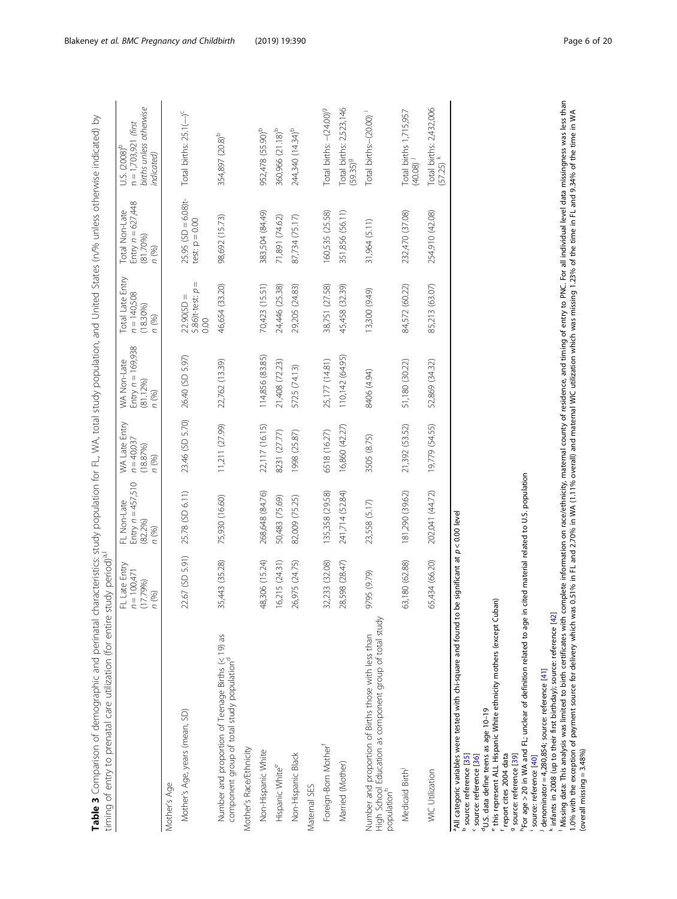**Table 3** Comparison of demographic and perinatal characteristics: study population for FL, WA, total study population, and United States (n/% unless otherwise indicated) by timing of entry to prenatal care utilization (for entire study period)[a,l]

| | FL Late Entry $n = 100,471$ (17.79%) n (%) | FL Non-Late Entry $n = 457,510$ (82.2%) n (%) | WA Late Entry $n = 40,037$ (18.87%) n (%) | WA Non-Late Entry $n = 169,938$ (81.12%) n (%) | Total Late Entry $n = 140,508$ (18.30%) n (%) | Total Non-Late Entry $n = 627,448$ (81.70%) n (%) | U.S. (2008)[b] $n = 1,703,921$ (*first births unless otherwise indicated*) |
|---|---|---|---|---|---|---|---|
| Mother's Age | | | | | | | |
| Mother's Age, years (mean, SD) | 22.67 (SD 5.91) | 25.78 (SD 6.11) | 23.46 (SD 5.70) | 26.40 (SD 5.97) | 22.90(SD = 5.86)t-test: $p = 0.00$ | 25.95 (SD = 6.08)t-test: $p = 0.00$ | Total births: 25.1(—)[c] |
| Number and proportion of Teenage Births (≤ 19) as component group of total study population[d] | 35,443 (35.28) | 75,930 (16.60) | 11,211 (27.99) | 22,762 (13.39) | 46,654 (33.20) | 98,692 (15.73) | 354,897 (20.8)[b] |
| Mother's Race/Ethnicity | | | | | | | |
| Non-Hispanic White | 48,306 (15.24) | 268,648 (84.76) | 22,117 (16.15) | 114,856 (83.85) | 70,423 (15.51) | 383,504 (84.49) | 952,478 (55.90)[b] |
| Hispanic White[e] | 16,215 (24.31) | 50,483 (75.69) | 8231 (27.77) | 21,408 (72.23) | 24,446 (25.38) | 71,891 (74.62) | 360,966 (21.18)[b] |
| Non-Hispanic Black | 26,975 (24.75) | 82,009 (75.25) | 1998 (25.87) | 5725 (74.13) | 29,205 (24.83) | 87,734 (75.17) | 244,340 (14.34)[b] |
| Maternal SES | | | | | | | |
| Foreign-Born Mother[f] | 32,233 (32.08) | 135,358 (29.58) | 6518 (16.27) | 25,177 (14.81) | 38,751 (27.58) | 160,535 (25.58) | Total births: –(24.00)[g] |
| Married (Mother) | 28,598 (28.47) | 241,714 (52.84) | 16,860 (42.27) | 110,142 (64.95) | 45,458 (32.39) | 351,856 (56.11) | Total births: 2,523,146 (59.35)[g] |
| Number and proportion of Births those with less than High School Education as component group of total study population[h] | 9795 (9.79) | 23,558 (5.17) | 3505 (8.75) | 8406 (4.94) | 13,300 (9.49) | 31,964 (5.11) | Total births:–(20.00) [i] |
| Medicaid Birth[i] | 63,180 (62.88) | 181,290 (39.62) | 21,392 (53.52) | 51,180 (30.22) | 84,572 (60.22) | 232,470 (37.08) | Total births 1,715,957 (40.08) [j] |
| WIC Utilization | 65,434 (66.20) | 202,041 (44.72) | 19,779 (54.55) | 52,869 (34.32) | 85,213 (63.07) | 254,910 (42.08) | Total births: 2,432,006 (57.25) [k] |

[a]All categoric variables were tested with chi-square and found to be significant at $p < 0.00$ level
[b] source: reference [35]
[c] source: reference [36]
[d]U.S. data define teens as age 10–19
[e] this represent ALL Hispanic White ethnicity mothers (except Cuban)
[f] report cites 2004 data
[g] source: reference [39]
[h]For age > 20 in WA and FL; unclear of definition related to age in cited material related to U.S. population
[i] source: reference [40]
[j] denominator = 4,280,854; source: reference [41]
[k] infants in 2008 (up to their first birthday); source: reference [42]
[l] Missing data: This analysis was limited to birth certificates with complete information on race/ethnicity, maternal county of residence, and timing of entry to PNC. For all individual level data missingness was less than 1.0% with the exception of payment source for delivery which was 0.51% in FL and 2.70% in WA (1.11% overall) and maternal WIC utilization which was missing 1.23% of the time in FL and 9.34% of the time in WA (overall missing = 3.48%)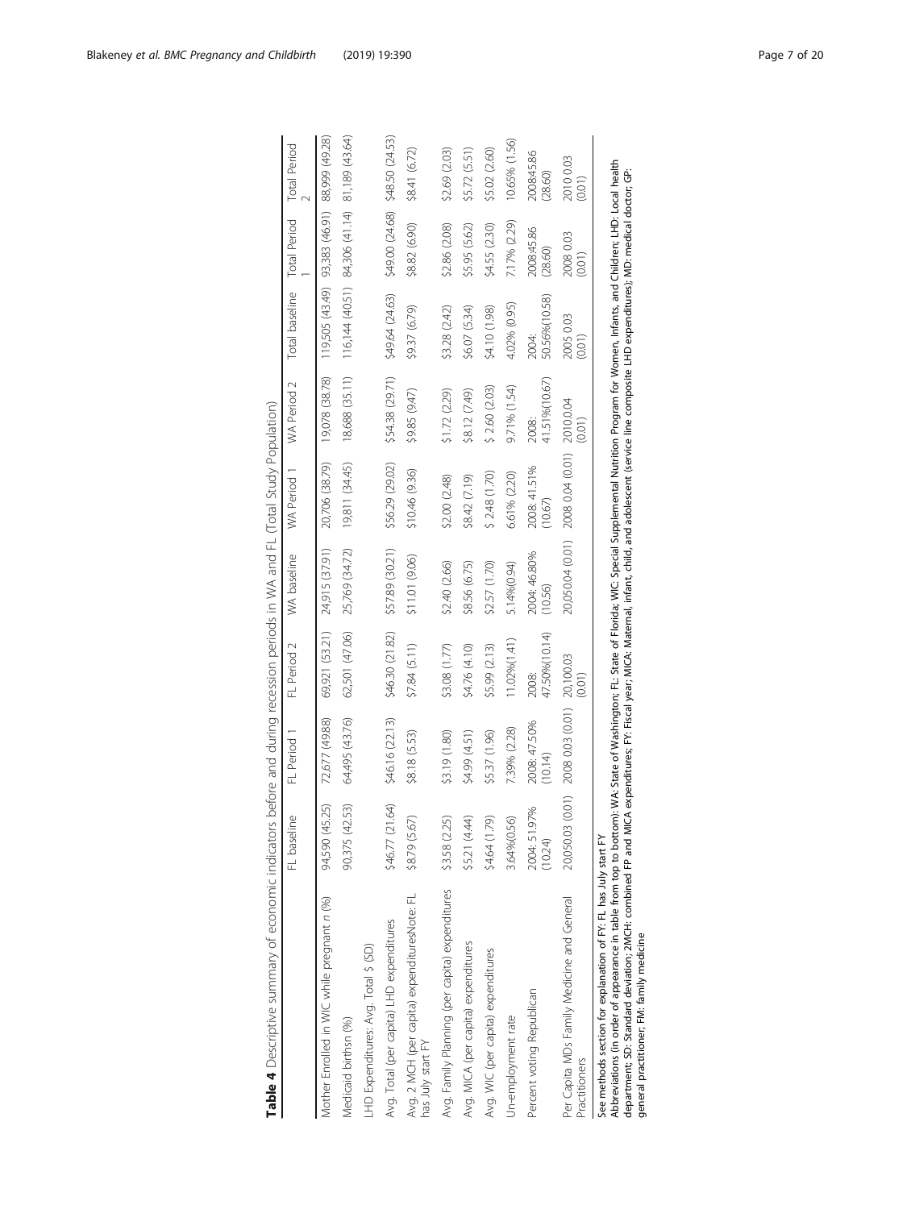**Table 4** Descriptive summary of economic indicators before and during recession periods in WA and FL (Total Study Population)

| | FL baseline | FL Period 1 | FL Period 2 | WA baseline | WA Period 1 | WA Period 2 | Total baseline | Total Period 1 | Total Period 2 |
|---|---|---|---|---|---|---|---|---|---|
| Mother Enrolled in WIC while pregnant n (%) | 94,590 (45.25) | 72,677 (49.88) | 69,921 (53.21) | 24,915 (37.91) | 20,706 (38.79) | 19,078 (38.78) | 119,505 (43.49) | 93,383 (46.91) | 88,999 (49.28) |
| Medicaid birthsn (%) | 90,375 (42.53) | 64,495 (43.76) | 62,501 (47.06) | 25,769 (34.72) | 19,811 (34.45) | 18,688 (35.11) | 116,144 (40.51) | 84,306 (41.14) | 81,189 (43.64) |
| LHD Expenditures: Avg. Total $ (SD) | | | | | | | | | |
| Avg. Total (per capita) LHD expenditures | $46.77 (21.64) | $46.16 (22.13) | $46.30 (21.82) | $57.89 (30.21) | $56.29 (29.02) | $54.38 (29.71) | $49.64 (24.63) | $49.00 (24.68) | $48.50 (24.53) |
| Avg. 2 MCH (per capita) expendituresNote: FL has July start FY | $8.79 (5.67) | $8.18 (5.53) | $7.84 (5.11) | $11.01 (9.06) | $10.46 (9.36) | $9.85 (9.47) | $9.37 (6.79) | $8.82 (6.90) | $8.41 (6.72) |
| Avg. Family Planning (per capita) expenditures | $3.58 (2.25) | $3.19 (1.80) | $3.08 (1.77) | $2.40 (2.66) | $2.00 (2.48) | $1.72 (2.29) | $3.28 (2.42) | $2.86 (2.08) | $2.69 (2.03) |
| Avg. MICA (per capita) expenditures | $5.21 (4.44) | $4.99 (4.51) | $4.76 (4.10) | $8.56 (6.75) | $8.42 (7.19) | $8.12 (7.49) | $6.07 (5.34) | $5.95 (5.62) | $5.72 (5.51) |
| Avg. WIC (per capita) expenditures | $4.64 (1.79) | $5.37 (1.96) | $5.99 (2.13) | $2.57 (1.70) | $ 2.48 (1.70) | $ 2.60 (2.03) | $4.10 (1.98) | $4.55 (2.30) | $5.02 (2.60) |
| Un-employment rate | 3.64%(0.56) | 7.39% (2.28) | 11.02%(1.41) | 5.14%(0.94) | 6.61% (2.20) | 9.71% (1.54) | 4.02% (0.95) | 7.17% (2.29) | 10.65% (1.56) |
| Percent voting Republican | 2004: 51.97% (10.24) | 2008: 47.50% (10.14) | 2008: 47.50%(10.14) | 2004: 46.80% (10.56) | 2008: 41.51% (10.67) | 2008: 41.51%(10.67) | 2004: 50.56%(10.58) | 2008:45.86 (28.60) | 2008:45.86 (28.60) |
| Per Capita MDs Family Medicine and General Practitioners | 20,050.03 (0.01) | 2008 0.03 (0.01) | 20,100.03 (0.01) | 20,050.04 (0.01) | 2008 0.04 (0.01) | 2010 0.04 (0.01) | 2005 0.03 (0.01) | 2008 0.03 (0.01) | 2010 0.03 (0.01) |

See methods section for explanation of FY: FL has July start FY

Abbreviations (in order of appearance in table from top to bottom): WA: State of Washington; FL: State of Florida; WIC: Special Supplemental Nutrition Program for Women, Infants, and Children; LHD: Local health department; SD: Standard deviation; 2MCH: combined FP and MICA expenditures; FY: Fiscal year; MICA: Maternal, infant, child, and adolescent (service line composite LHD expenditures); MD: medical doctor; GP: general practitioner; FM: family medicine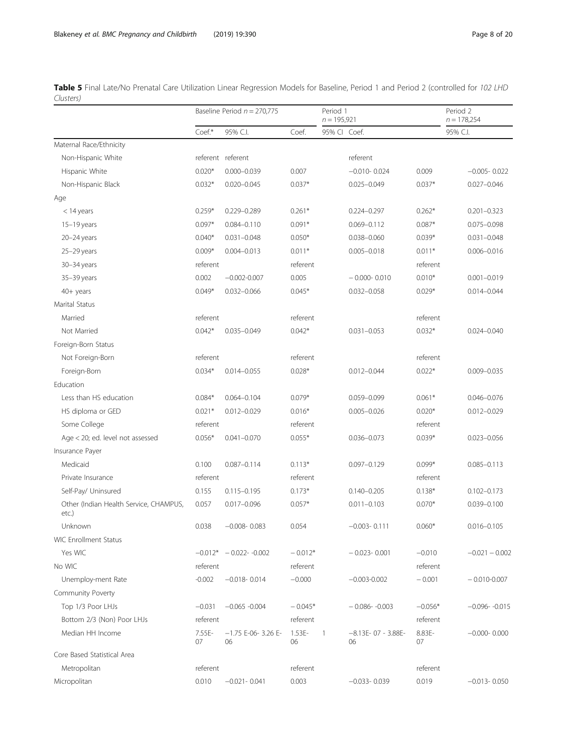**Table 5** Final Late/No Prenatal Care Utilization Linear Regression Models for Baseline, Period 1 and Period 2 (controlled for *102 LHD Clusters*)

| | Baseline Period n = 270,775 | | Period 1 n = 195,921 | | Period 2 n = 178,254 | |
|---|---|---|---|---|---|---|
| | Coef.* | 95% C.I. | Coef. | 95% CI | Coef. | 95% C.I. |
| Maternal Race/Ethnicity | | | | | | |
| Non-Hispanic White | referent | referent | | referent | | |
| Hispanic White | 0.020* | 0.000–0.039 | 0.007 | −0.010- 0.024 | 0.009 | −0.005- 0.022 |
| Non-Hispanic Black | 0.032* | 0.020–0.045 | 0.037* | 0.025–0.049 | 0.037* | 0.027–0.046 |
| Age | | | | | | |
| < 14 years | 0.259* | 0.229–0.289 | 0.261* | 0.224–0.297 | 0.262* | 0.201–0.323 |
| 15–19 years | 0.097* | 0.084–0.110 | 0.091* | 0.069–0.112 | 0.087* | 0.075–0.098 |
| 20–24 years | 0.040* | 0.031–0.048 | 0.050* | 0.038–0.060 | 0.039* | 0.031–0.048 |
| 25–29 years | 0.009* | 0.004–0.013 | 0.011* | 0.005–0.018 | 0.011* | 0.006–0.016 |
| 30–34 years | referent | | referent | | referent | |
| 35–39 years | 0.002 | −0.002-0.007 | 0.005 | − 0.000- 0.010 | 0.010* | 0.001–0.019 |
| 40+ years | 0.049* | 0.032–0.066 | 0.045* | 0.032–0.058 | 0.029* | 0.014–0.044 |
| Marital Status | | | | | | |
| Married | referent | | referent | | referent | |
| Not Married | 0.042* | 0.035–0.049 | 0.042* | 0.031–0.053 | 0.032* | 0.024–0.040 |
| Foreign-Born Status | | | | | | |
| Not Foreign-Born | referent | | referent | | referent | |
| Foreign-Born | 0.034* | 0.014–0.055 | 0.028* | 0.012–0.044 | 0.022* | 0.009–0.035 |
| Education | | | | | | |
| Less than HS education | 0.084* | 0.064–0.104 | 0.079* | 0.059–0.099 | 0.061* | 0.046–0.076 |
| HS diploma or GED | 0.021* | 0.012–0.029 | 0.016* | 0.005–0.026 | 0.020* | 0.012–0.029 |
| Some College | referent | | referent | | referent | |
| Age < 20; ed. level not assessed | 0.056* | 0.041–0.070 | 0.055* | 0.036–0.073 | 0.039* | 0.023–0.056 |
| Insurance Payer | | | | | | |
| Medicaid | 0.100 | 0.087–0.114 | 0.113* | 0.097–0.129 | 0.099* | 0.085–0.113 |
| Private Insurance | referent | | referent | | referent | |
| Self-Pay/ Uninsured | 0.155 | 0.115–0.195 | 0.173* | 0.140–0.205 | 0.138* | 0.102–0.173 |
| Other (Indian Health Service, CHAMPUS, etc.) | 0.057 | 0.017–0.096 | 0.057* | 0.011–0.103 | 0.070* | 0.039–0.100 |
| Unknown | 0.038 | −0.008- 0.083 | 0.054 | −0.003- 0.111 | 0.060* | 0.016–0.105 |
| WIC Enrollment Status | | | | | | |
| Yes WIC | −0.012* | − 0.022- -0.002 | − 0.012* | − 0.023- 0.001 | −0.010 | −0.021 − 0.002 |
| No WIC | referent | | referent | | referent | |
| Unemploy-ment Rate | -0.002 | −0.018- 0.014 | −0.000 | −0.003-0.002 | − 0.001 | − 0.010-0.007 |
| Community Poverty | | | | | | |
| Top 1/3 Poor LHJs | −0.031 | −0.065 -0.004 | − 0.045* | − 0.086- -0.003 | −0.056* | −0.096- -0.015 |
| Bottom 2/3 (Non) Poor LHJs | referent | | referent | | referent | |
| Median HH Income | 7.55E-07 | −1.75 E-06- 3.26 E-06 | 1.53E-06 | 1 −8.13E- 07 - 3.88E-06 | 8.83E-07 | −0.000- 0.000 |
| Core Based Statistical Area | | | | | | |
| Metropolitan | referent | | referent | | referent | |
| Micropolitan | 0.010 | −0.021- 0.041 | 0.003 | −0.033- 0.039 | 0.019 | −0.013- 0.050 |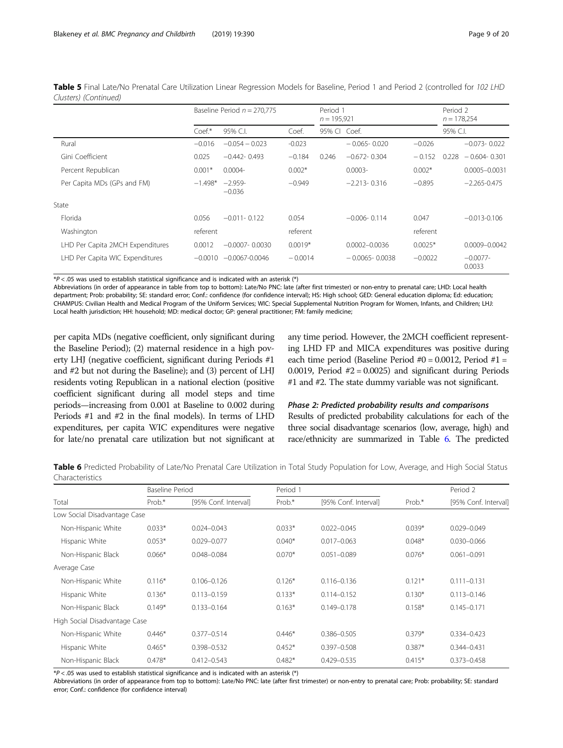**Table 5** Final Late/No Prenatal Care Utilization Linear Regression Models for Baseline, Period 1 and Period 2 (controlled for *102 LHD Clusters*) *(Continued)*

| | Baseline Period *n* = 270,775 | | Period 1 *n* = 195,921 | | Period 2 *n* = 178,254 | |
|---|---|---|---|---|---|---|
| | Coef.* | 95% C.I. | Coef. | 95% CI | Coef. | 95% C.I. |
| Rural | −0.016 | −0.054 – 0.023 | -0.023 | − 0.065- 0.020 | −0.026 | −0.073- 0.022 |
| Gini Coefficient | 0.025 | −0.442- 0.493 | −0.184 | 0.246 −0.672- 0.304 | − 0.152 | 0.228 − 0.604- 0.301 |
| Percent Republican | 0.001* | 0.0004- | 0.002* | 0.0003- | 0.002* | 0.0005–0.0031 |
| Per Capita MDs (GPs and FM) | −1.498* | −2.959- −0.036 | −0.949 | −2.213- 0.316 | −0.895 | −2.265-0.475 |
| State | | | | | | |
| Florida | 0.056 | −0.011- 0.122 | 0.054 | −0.006- 0.114 | 0.047 | −0.013-0.106 |
| Washington | referent | | referent | | referent | |
| LHD Per Capita 2MCH Expenditures | 0.0012 | −0.0007- 0.0030 | 0.0019* | 0.0002–0.0036 | 0.0025* | 0.0009–0.0042 |
| LHD Per Capita WIC Expenditures | −0.0010 | −0.0067-0.0046 | − 0.0014 | − 0.0065- 0.0038 | −0.0022 | −0.0077- 0.0033 |

*$P < .05$ was used to establish statistical significance and is indicated with an asterisk (*)

Abbreviations (in order of appearance in table from top to bottom): Late/No PNC: late (after first trimester) or non-entry to prenatal care; LHD: Local health department; Prob: probability; SE: standard error; Conf.: confidence (for confidence interval); HS: High school; GED: General education diploma; Ed: education; CHAMPUS: Civilian Health and Medical Program of the Uniform Services; WIC: Special Supplemental Nutrition Program for Women, Infants, and Children; LHJ: Local health jurisdiction; HH: household; MD: medical doctor; GP: general practitioner; FM: family medicine;

per capita MDs (negative coefficient, only significant during the Baseline Period); (2) maternal residence in a high poverty LHJ (negative coefficient, significant during Periods #1 and #2 but not during the Baseline); and (3) percent of LHJ residents voting Republican in a national election (positive coefficient significant during all model steps and time periods—increasing from 0.001 at Baseline to 0.002 during Periods #1 and #2 in the final models). In terms of LHD expenditures, per capita WIC expenditures were negative for late/no prenatal care utilization but not significant at any time period. However, the 2MCH coefficient representing LHD FP and MICA expenditures was positive during each time period (Baseline Period #0 = 0.0012, Period #1 = 0.0019, Period #2 = 0.0025) and significant during Periods #1 and #2. The state dummy variable was not significant.

#### *Phase 2: Predicted probability results and comparisons*

Results of predicted probability calculations for each of the three social disadvantage scenarios (low, average, high) and race/ethnicity are summarized in Table 6. The predicted

**Table 6** Predicted Probability of Late/No Prenatal Care Utilization in Total Study Population for Low, Average, and High Social Status Characteristics

| | Baseline Period | | Period 1 | | Period 2 | |
|---|---|---|---|---|---|---|
| Total | Prob.* | [95% Conf. Interval] | Prob.* | [95% Conf. Interval] | Prob.* | [95% Conf. Interval] |
| Low Social Disadvantage Case | | | | | | |
| Non-Hispanic White | 0.033* | 0.024–0.043 | 0.033* | 0.022–0.045 | 0.039* | 0.029–0.049 |
| Hispanic White | 0.053* | 0.029–0.077 | 0.040* | 0.017–0.063 | 0.048* | 0.030–0.066 |
| Non-Hispanic Black | 0.066* | 0.048–0.084 | 0.070* | 0.051–0.089 | 0.076* | 0.061–0.091 |
| Average Case | | | | | | |
| Non-Hispanic White | 0.116* | 0.106–0.126 | 0.126* | 0.116–0.136 | 0.121* | 0.111–0.131 |
| Hispanic White | 0.136* | 0.113–0.159 | 0.133* | 0.114–0.152 | 0.130* | 0.113–0.146 |
| Non-Hispanic Black | 0.149* | 0.133–0.164 | 0.163* | 0.149–0.178 | 0.158* | 0.145–0.171 |
| High Social Disadvantage Case | | | | | | |
| Non-Hispanic White | 0.446* | 0.377–0.514 | 0.446* | 0.386–0.505 | 0.379* | 0.334–0.423 |
| Hispanic White | 0.465* | 0.398–0.532 | 0.452* | 0.397–0.508 | 0.387* | 0.344–0.431 |
| Non-Hispanic Black | 0.478* | 0.412–0.543 | 0.482* | 0.429–0.535 | 0.415* | 0.373–0.458 |

*$P < .05$ was used to establish statistical significance and is indicated with an asterisk (*)

Abbreviations (in order of appearance from top to bottom): Late/No PNC: late (after first trimester) or non-entry to prenatal care; Prob: probability; SE: standard error; Conf.: confidence (for confidence interval)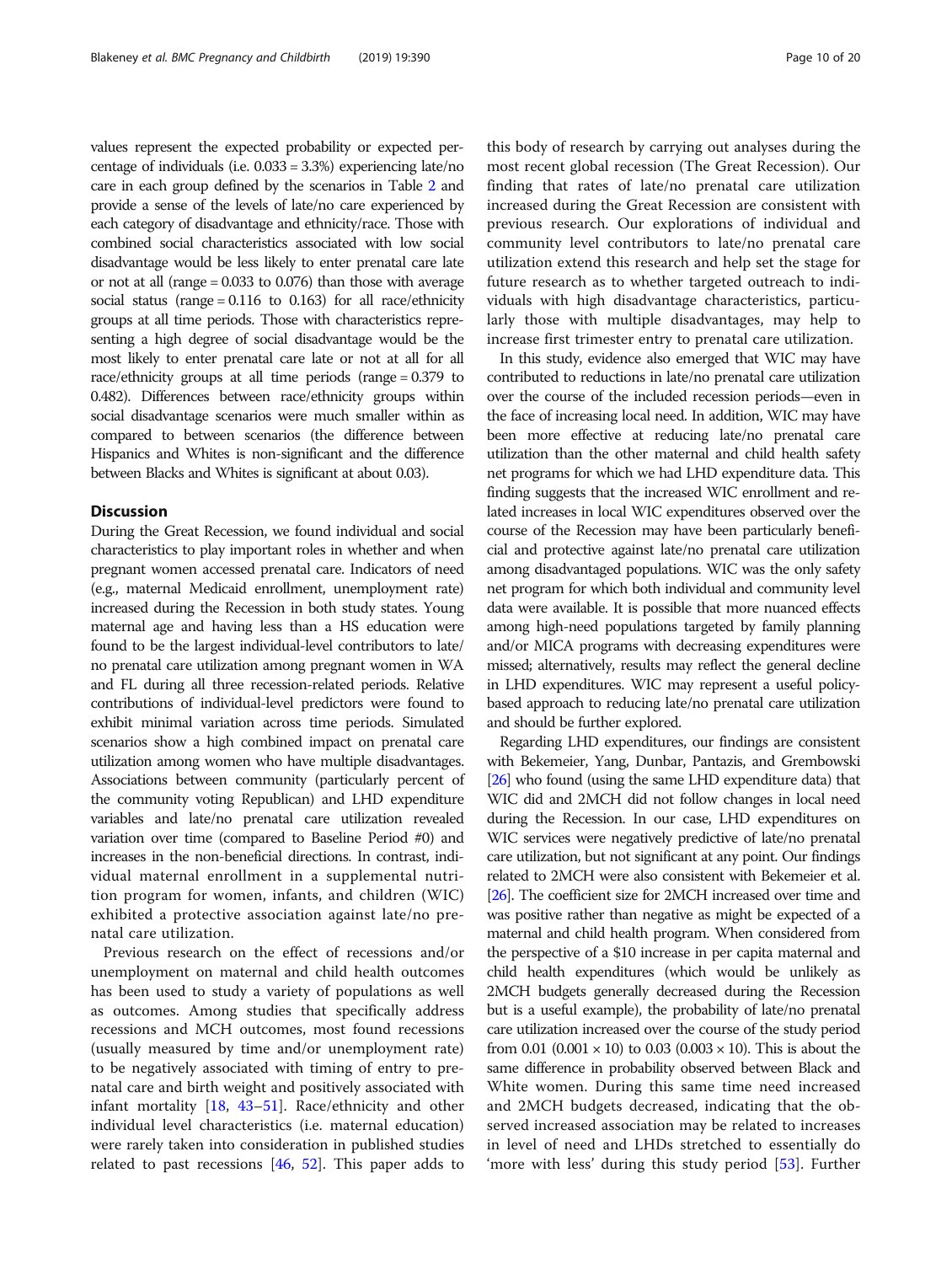values represent the expected probability or expected percentage of individuals (i.e. 0.033 = 3.3%) experiencing late/no care in each group defined by the scenarios in Table 2 and provide a sense of the levels of late/no care experienced by each category of disadvantage and ethnicity/race. Those with combined social characteristics associated with low social disadvantage would be less likely to enter prenatal care late or not at all (range = 0.033 to 0.076) than those with average social status (range = 0.116 to 0.163) for all race/ethnicity groups at all time periods. Those with characteristics representing a high degree of social disadvantage would be the most likely to enter prenatal care late or not at all for all race/ethnicity groups at all time periods (range = 0.379 to 0.482). Differences between race/ethnicity groups within social disadvantage scenarios were much smaller within as compared to between scenarios (the difference between Hispanics and Whites is non-significant and the difference between Blacks and Whites is significant at about 0.03).

## Discussion

During the Great Recession, we found individual and social characteristics to play important roles in whether and when pregnant women accessed prenatal care. Indicators of need (e.g., maternal Medicaid enrollment, unemployment rate) increased during the Recession in both study states. Young maternal age and having less than a HS education were found to be the largest individual-level contributors to late/no prenatal care utilization among pregnant women in WA and FL during all three recession-related periods. Relative contributions of individual-level predictors were found to exhibit minimal variation across time periods. Simulated scenarios show a high combined impact on prenatal care utilization among women who have multiple disadvantages. Associations between community (particularly percent of the community voting Republican) and LHD expenditure variables and late/no prenatal care utilization revealed variation over time (compared to Baseline Period #0) and increases in the non-beneficial directions. In contrast, individual maternal enrollment in a supplemental nutrition program for women, infants, and children (WIC) exhibited a protective association against late/no prenatal care utilization.

Previous research on the effect of recessions and/or unemployment on maternal and child health outcomes has been used to study a variety of populations as well as outcomes. Among studies that specifically address recessions and MCH outcomes, most found recessions (usually measured by time and/or unemployment rate) to be negatively associated with timing of entry to prenatal care and birth weight and positively associated with infant mortality [18, 43–51]. Race/ethnicity and other individual level characteristics (i.e. maternal education) were rarely taken into consideration in published studies related to past recessions [46, 52]. This paper adds to this body of research by carrying out analyses during the most recent global recession (The Great Recession). Our finding that rates of late/no prenatal care utilization increased during the Great Recession are consistent with previous research. Our explorations of individual and community level contributors to late/no prenatal care utilization extend this research and help set the stage for future research as to whether targeted outreach to individuals with high disadvantage characteristics, particularly those with multiple disadvantages, may help to increase first trimester entry to prenatal care utilization.

In this study, evidence also emerged that WIC may have contributed to reductions in late/no prenatal care utilization over the course of the included recession periods—even in the face of increasing local need. In addition, WIC may have been more effective at reducing late/no prenatal care utilization than the other maternal and child health safety net programs for which we had LHD expenditure data. This finding suggests that the increased WIC enrollment and related increases in local WIC expenditures observed over the course of the Recession may have been particularly beneficial and protective against late/no prenatal care utilization among disadvantaged populations. WIC was the only safety net program for which both individual and community level data were available. It is possible that more nuanced effects among high-need populations targeted by family planning and/or MICA programs with decreasing expenditures were missed; alternatively, results may reflect the general decline in LHD expenditures. WIC may represent a useful policy-based approach to reducing late/no prenatal care utilization and should be further explored.

Regarding LHD expenditures, our findings are consistent with Bekemeier, Yang, Dunbar, Pantazis, and Grembowski [26] who found (using the same LHD expenditure data) that WIC did and 2MCH did not follow changes in local need during the Recession. In our case, LHD expenditures on WIC services were negatively predictive of late/no prenatal care utilization, but not significant at any point. Our findings related to 2MCH were also consistent with Bekemeier et al. [26]. The coefficient size for 2MCH increased over time and was positive rather than negative as might be expected of a maternal and child health program. When considered from the perspective of a $10 increase in per capita maternal and child health expenditures (which would be unlikely as 2MCH budgets generally decreased during the Recession but is a useful example), the probability of late/no prenatal care utilization increased over the course of the study period from 0.01 ($0.001 \times 10$) to 0.03 ($0.003 \times 10$). This is about the same difference in probability observed between Black and White women. During this same time need increased and 2MCH budgets decreased, indicating that the observed increased association may be related to increases in level of need and LHDs stretched to essentially do 'more with less' during this study period [53]. Further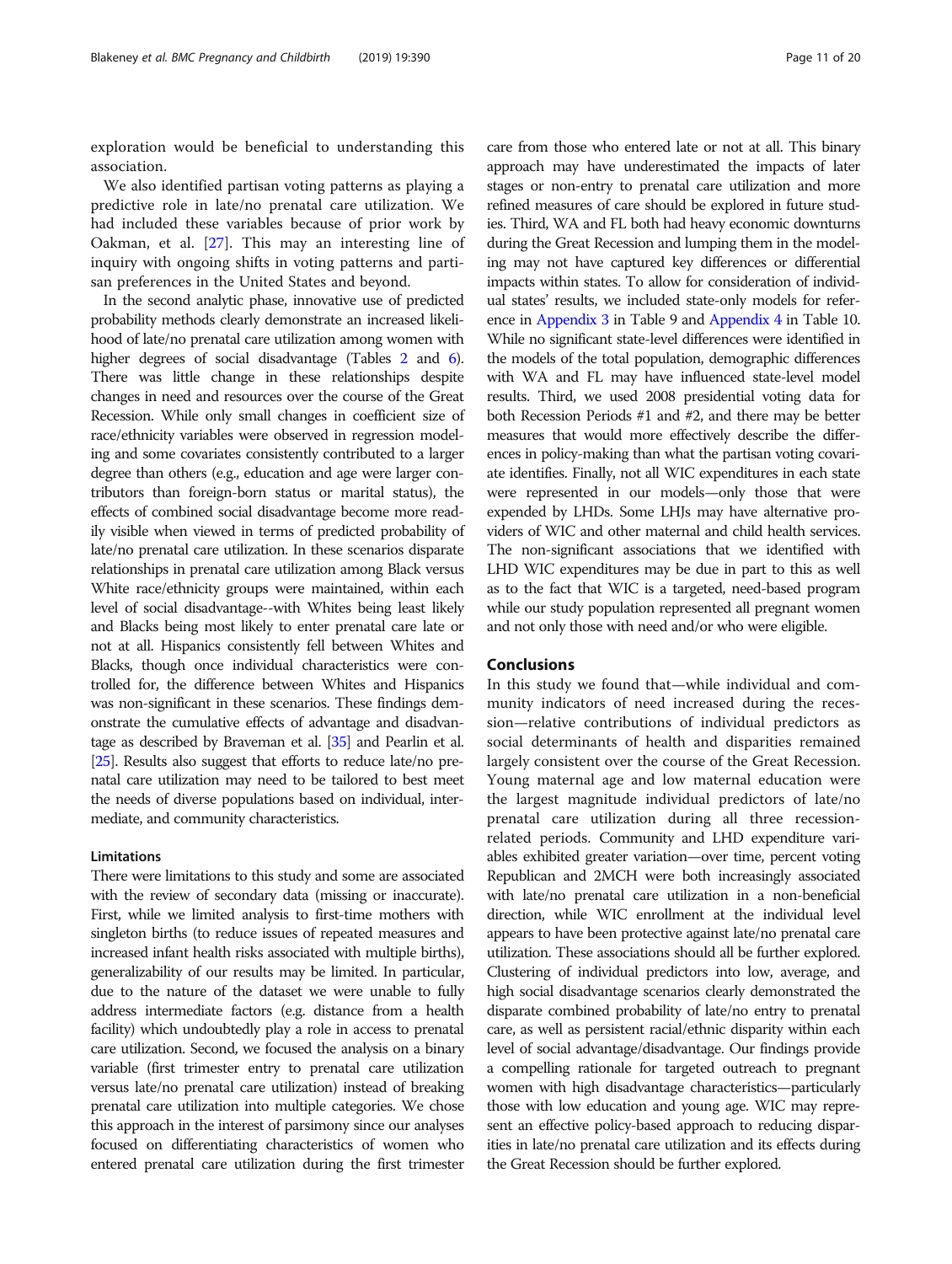exploration would be beneficial to understanding this association.

We also identified partisan voting patterns as playing a predictive role in late/no prenatal care utilization. We had included these variables because of prior work by Oakman, et al. [27]. This may an interesting line of inquiry with ongoing shifts in voting patterns and partisan preferences in the United States and beyond.

In the second analytic phase, innovative use of predicted probability methods clearly demonstrate an increased likelihood of late/no prenatal care utilization among women with higher degrees of social disadvantage (Tables 2 and 6). There was little change in these relationships despite changes in need and resources over the course of the Great Recession. While only small changes in coefficient size of race/ethnicity variables were observed in regression modeling and some covariates consistently contributed to a larger degree than others (e.g., education and age were larger contributors than foreign-born status or marital status), the effects of combined social disadvantage become more readily visible when viewed in terms of predicted probability of late/no prenatal care utilization. In these scenarios disparate relationships in prenatal care utilization among Black versus White race/ethnicity groups were maintained, within each level of social disadvantage--with Whites being least likely and Blacks being most likely to enter prenatal care late or not at all. Hispanics consistently fell between Whites and Blacks, though once individual characteristics were controlled for, the difference between Whites and Hispanics was non-significant in these scenarios. These findings demonstrate the cumulative effects of advantage and disadvantage as described by Braveman et al. [35] and Pearlin et al. [25]. Results also suggest that efforts to reduce late/no prenatal care utilization may need to be tailored to best meet the needs of diverse populations based on individual, intermediate, and community characteristics.

## Limitations

There were limitations to this study and some are associated with the review of secondary data (missing or inaccurate). First, while we limited analysis to first-time mothers with singleton births (to reduce issues of repeated measures and increased infant health risks associated with multiple births), generalizability of our results may be limited. In particular, due to the nature of the dataset we were unable to fully address intermediate factors (e.g. distance from a health facility) which undoubtedly play a role in access to prenatal care utilization. Second, we focused the analysis on a binary variable (first trimester entry to prenatal care utilization versus late/no prenatal care utilization) instead of breaking prenatal care utilization into multiple categories. We chose this approach in the interest of parsimony since our analyses focused on differentiating characteristics of women who entered prenatal care utilization during the first trimester care from those who entered late or not at all. This binary approach may have underestimated the impacts of later stages or non-entry to prenatal care utilization and more refined measures of care should be explored in future studies. Third, WA and FL both had heavy economic downturns during the Great Recession and lumping them in the modeling may not have captured key differences or differential impacts within states. To allow for consideration of individual states' results, we included state-only models for reference in Appendix 3 in Table 9 and Appendix 4 in Table 10. While no significant state-level differences were identified in the models of the total population, demographic differences with WA and FL may have influenced state-level model results. Third, we used 2008 presidential voting data for both Recession Periods #1 and #2, and there may be better measures that would more effectively describe the differences in policy-making than what the partisan voting covariate identifies. Finally, not all WIC expenditures in each state were represented in our models—only those that were expended by LHDs. Some LHJs may have alternative providers of WIC and other maternal and child health services. The non-significant associations that we identified with LHD WIC expenditures may be due in part to this as well as to the fact that WIC is a targeted, need-based program while our study population represented all pregnant women and not only those with need and/or who were eligible.

## Conclusions

In this study we found that—while individual and community indicators of need increased during the recession—relative contributions of individual predictors as social determinants of health and disparities remained largely consistent over the course of the Great Recession. Young maternal age and low maternal education were the largest magnitude individual predictors of late/no prenatal care utilization during all three recession-related periods. Community and LHD expenditure variables exhibited greater variation—over time, percent voting Republican and 2MCH were both increasingly associated with late/no prenatal care utilization in a non-beneficial direction, while WIC enrollment at the individual level appears to have been protective against late/no prenatal care utilization. These associations should all be further explored. Clustering of individual predictors into low, average, and high social disadvantage scenarios clearly demonstrated the disparate combined probability of late/no entry to prenatal care, as well as persistent racial/ethnic disparity within each level of social advantage/disadvantage. Our findings provide a compelling rationale for targeted outreach to pregnant women with high disadvantage characteristics—particularly those with low education and young age. WIC may represent an effective policy-based approach to reducing disparities in late/no prenatal care utilization and its effects during the Great Recession should be further explored.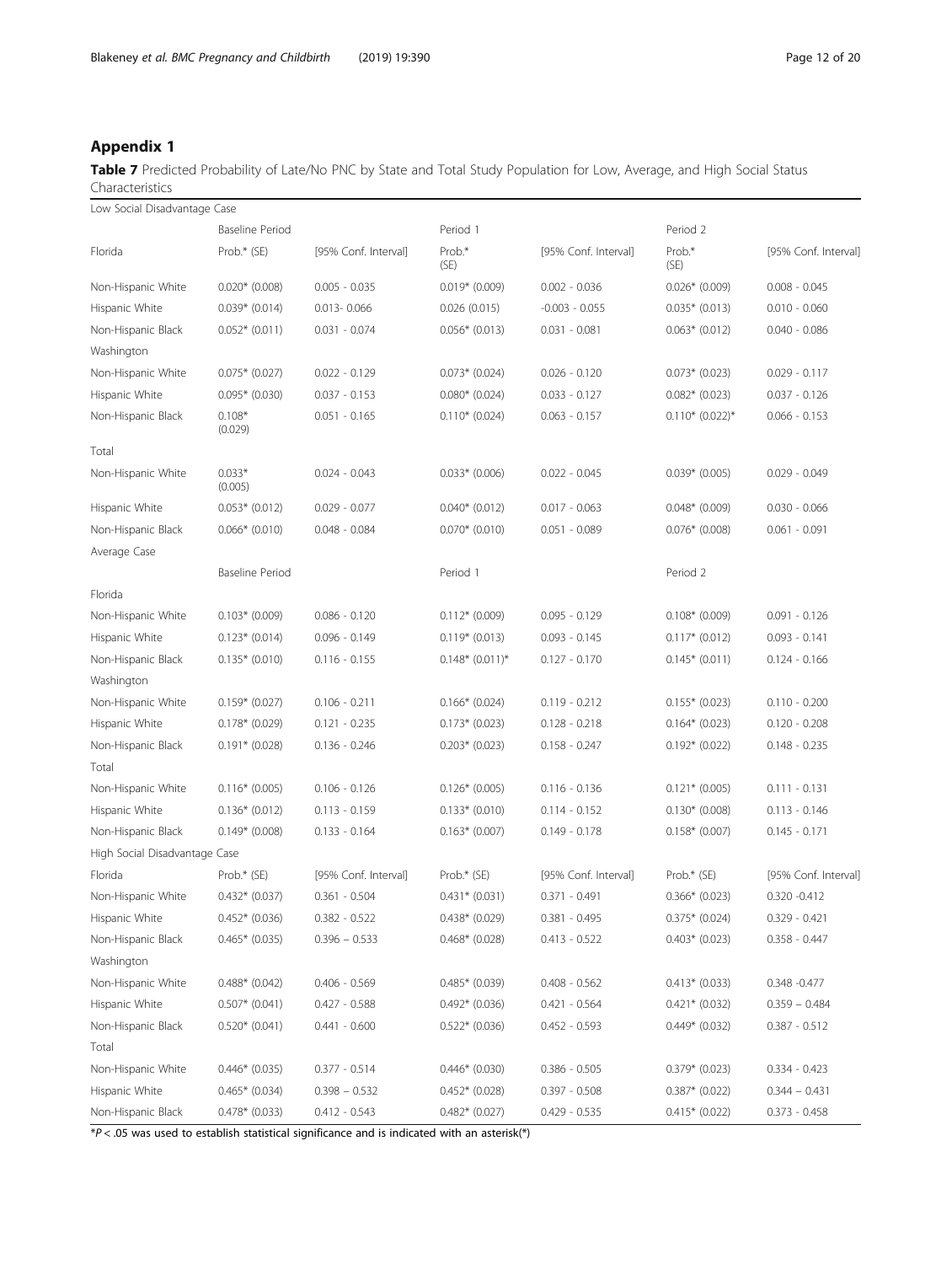## Appendix 1

**Table 7** Predicted Probability of Late/No PNC by State and Total Study Population for Low, Average, and High Social Status Characteristics

| Low Social Disadvantage Case | | | | | | |
|---|---|---|---|---|---|---|
| | Baseline Period | | Period 1 | | Period 2 | |
| Florida | Prob.* (SE) | [95% Conf. Interval] | Prob.* (SE) | [95% Conf. Interval] | Prob.* (SE) | [95% Conf. Interval] |
| Non-Hispanic White | 0.020* (0.008) | 0.005 - 0.035 | 0.019* (0.009) | 0.002 - 0.036 | 0.026* (0.009) | 0.008 - 0.045 |
| Hispanic White | 0.039* (0.014) | 0.013- 0.066 | 0.026 (0.015) | -0.003 - 0.055 | 0.035* (0.013) | 0.010 - 0.060 |
| Non-Hispanic Black | 0.052* (0.011) | 0.031 - 0.074 | 0.056* (0.013) | 0.031 - 0.081 | 0.063* (0.012) | 0.040 - 0.086 |
| Washington | | | | | | |
| Non-Hispanic White | 0.075* (0.027) | 0.022 - 0.129 | 0.073* (0.024) | 0.026 - 0.120 | 0.073* (0.023) | 0.029 - 0.117 |
| Hispanic White | 0.095* (0.030) | 0.037 - 0.153 | 0.080* (0.024) | 0.033 - 0.127 | 0.082* (0.023) | 0.037 - 0.126 |
| Non-Hispanic Black | 0.108* (0.029) | 0.051 - 0.165 | 0.110* (0.024) | 0.063 - 0.157 | 0.110* (0.022)* | 0.066 - 0.153 |
| Total | | | | | | |
| Non-Hispanic White | 0.033* (0.005) | 0.024 - 0.043 | 0.033* (0.006) | 0.022 - 0.045 | 0.039* (0.005) | 0.029 - 0.049 |
| Hispanic White | 0.053* (0.012) | 0.029 - 0.077 | 0.040* (0.012) | 0.017 - 0.063 | 0.048* (0.009) | 0.030 - 0.066 |
| Non-Hispanic Black | 0.066* (0.010) | 0.048 - 0.084 | 0.070* (0.010) | 0.051 - 0.089 | 0.076* (0.008) | 0.061 - 0.091 |
| Average Case | | | | | | |
| | Baseline Period | | Period 1 | | Period 2 | |
| Florida | | | | | | |
| Non-Hispanic White | 0.103* (0.009) | 0.086 - 0.120 | 0.112* (0.009) | 0.095 - 0.129 | 0.108* (0.009) | 0.091 - 0.126 |
| Hispanic White | 0.123* (0.014) | 0.096 - 0.149 | 0.119* (0.013) | 0.093 - 0.145 | 0.117* (0.012) | 0.093 - 0.141 |
| Non-Hispanic Black | 0.135* (0.010) | 0.116 - 0.155 | 0.148* (0.011)* | 0.127 - 0.170 | 0.145* (0.011) | 0.124 - 0.166 |
| Washington | | | | | | |
| Non-Hispanic White | 0.159* (0.027) | 0.106 - 0.211 | 0.166* (0.024) | 0.119 - 0.212 | 0.155* (0.023) | 0.110 - 0.200 |
| Hispanic White | 0.178* (0.029) | 0.121 - 0.235 | 0.173* (0.023) | 0.128 - 0.218 | 0.164* (0.023) | 0.120 - 0.208 |
| Non-Hispanic Black | 0.191* (0.028) | 0.136 - 0.246 | 0.203* (0.023) | 0.158 - 0.247 | 0.192* (0.022) | 0.148 - 0.235 |
| Total | | | | | | |
| Non-Hispanic White | 0.116* (0.005) | 0.106 - 0.126 | 0.126* (0.005) | 0.116 - 0.136 | 0.121* (0.005) | 0.111 - 0.131 |
| Hispanic White | 0.136* (0.012) | 0.113 - 0.159 | 0.133* (0.010) | 0.114 - 0.152 | 0.130* (0.008) | 0.113 - 0.146 |
| Non-Hispanic Black | 0.149* (0.008) | 0.133 - 0.164 | 0.163* (0.007) | 0.149 - 0.178 | 0.158* (0.007) | 0.145 - 0.171 |
| High Social Disadvantage Case | | | | | | |
| Florida | Prob.* (SE) | [95% Conf. Interval] | Prob.* (SE) | [95% Conf. Interval] | Prob.* (SE) | [95% Conf. Interval] |
| Non-Hispanic White | 0.432* (0.037) | 0.361 - 0.504 | 0.431* (0.031) | 0.371 - 0.491 | 0.366* (0.023) | 0.320 -0.412 |
| Hispanic White | 0.452* (0.036) | 0.382 - 0.522 | 0.438* (0.029) | 0.381 - 0.495 | 0.375* (0.024) | 0.329 - 0.421 |
| Non-Hispanic Black | 0.465* (0.035) | 0.396 – 0.533 | 0.468* (0.028) | 0.413 - 0.522 | 0.403* (0.023) | 0.358 - 0.447 |
| Washington | | | | | | |
| Non-Hispanic White | 0.488* (0.042) | 0.406 - 0.569 | 0.485* (0.039) | 0.408 - 0.562 | 0.413* (0.033) | 0.348 -0.477 |
| Hispanic White | 0.507* (0.041) | 0.427 - 0.588 | 0.492* (0.036) | 0.421 - 0.564 | 0.421* (0.032) | 0.359 – 0.484 |
| Non-Hispanic Black | 0.520* (0.041) | 0.441 - 0.600 | 0.522* (0.036) | 0.452 - 0.593 | 0.449* (0.032) | 0.387 - 0.512 |
| Total | | | | | | |
| Non-Hispanic White | 0.446* (0.035) | 0.377 - 0.514 | 0.446* (0.030) | 0.386 - 0.505 | 0.379* (0.023) | 0.334 - 0.423 |
| Hispanic White | 0.465* (0.034) | 0.398 – 0.532 | 0.452* (0.028) | 0.397 - 0.508 | 0.387* (0.022) | 0.344 – 0.431 |
| Non-Hispanic Black | 0.478* (0.033) | 0.412 - 0.543 | 0.482* (0.027) | 0.429 - 0.535 | 0.415* (0.022) | 0.373 - 0.458 |

*$P < .05$ was used to establish statistical significance and is indicated with an asterisk(*)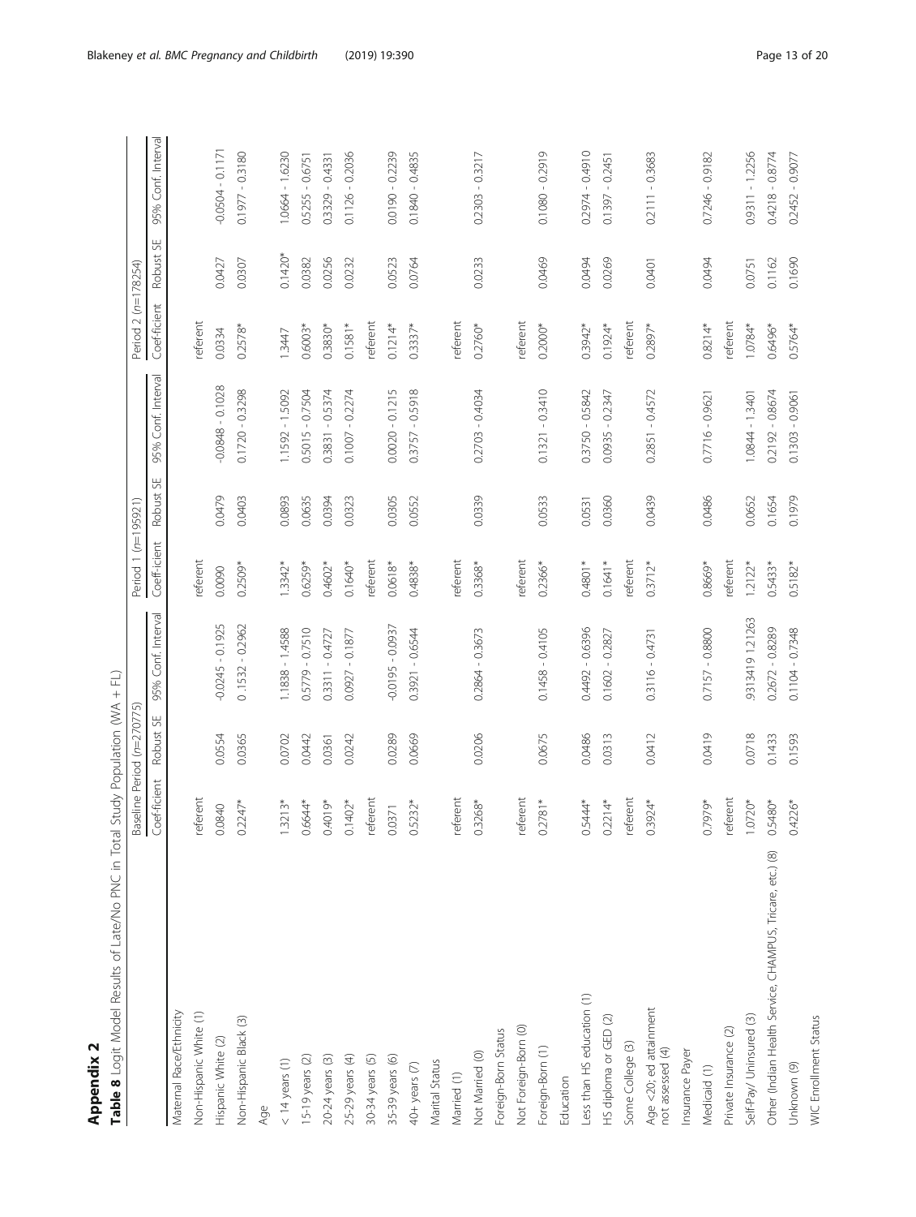# Appendix 2

**Table 8** Logit Model Results of Late/No PNC in Total Study Population (WA + FL)

| | Baseline Period (n=270775) | | | Period 1 (n=195921) | | | Period 2 (n=178254) | | |
|---|---|---|---|---|---|---|---|---|---|
| | Coeff-icient | Robust SE | 95% Conf. Interval | Coeff-icient | Robust SE | 95% Conf. Interval | Coeff-icient | Robust SE | 95% Conf. Interval |
| Maternal Race/Ethnicity | | | | | | | | | |
| Non-Hispanic White (1) | referent | | | referent | | | referent | | |
| Hispanic White (2) | 0.0840 | 0.0554 | -0.0245 - 0.1925 | 0.0090 | 0.0479 | -0.0848 - 0.1028 | 0.0334 | 0.0427 | -0.0504 - 0.1171 |
| Non-Hispanic Black (3) | 0.2247* | 0.0365 | 0.1532 - 0.2962 | 0.2509* | 0.0403 | 0.1720 - 0.3298 | 0.2578* | 0.0307 | 0.1977 - 0.3180 |
| Age | | | | | | | | | |
| < 14 years (1) | 1.3213* | 0.0702 | 1.1838 - 1.4588 | 1.3342* | 0.0893 | 1.1592 - 1.5092 | 1.3447 | 0.1420* | 1.0664 - 1.6230 |
| 15-19 years (2) | 0.6644* | 0.0442 | 0.5779 - 0.7510 | 0.6259* | 0.0635 | 0.5015 - 0.7504 | 0.6003* | 0.0382 | 0.5255 - 0.6751 |
| 20-24 years (3) | 0.4019* | 0.0361 | 0.3311 - 0.4727 | 0.4602* | 0.0394 | 0.3831 - 0.5374 | 0.3830* | 0.0256 | 0.3329 - 0.4331 |
| 25-29 years (4) | 0.1402* | 0.0242 | 0.0927 - 0.1877 | 0.1640* | 0.0323 | 0.1007 - 0.2274 | 0.1581* | 0.0232 | 0.1126 - 0.2036 |
| 30-34 years (5) | referent | | | referent | | | referent | | |
| 35-39 years (6) | 0.0371 | 0.0289 | -0.0195 - 0.0937 | 0.0618* | 0.0305 | 0.0020 - 0.1215 | 0.1214* | 0.0523 | 0.0190 - 0.2239 |
| 40+ years (7) | 0.5232* | 0.0669 | 0.3921 - 0.6544 | 0.4838* | 0.0552 | 0.3757 - 0.5918 | 0.3337* | 0.0764 | 0.1840 - 0.4835 |
| Marital Status | | | | | | | | | |
| Married (1) | referent | | | referent | | | referent | | |
| Not Married (0) | 0.3268* | 0.0206 | 0.2864 - 0.3673 | 0.3368* | 0.0339 | 0.2703 - 0.4034 | 0.2760* | 0.0233 | 0.2303 - 0.3217 |
| Foreign-Born Status | | | | | | | | | |
| Not Foreign-Born (0) | referent | | | referent | | | referent | | |
| Foreign-Born (1) | 0.2781* | 0.0675 | 0.1458 - 0.4105 | 0.2366* | 0.0533 | 0.1321 - 0.3410 | 0.2000* | 0.0469 | 0.1080 - 0.2919 |
| Education | | | | | | | | | |
| Less than HS education (1) | 0.5444* | 0.0486 | 0.4492 - 0.6396 | 0.4801* | 0.0531 | 0.3750 - 0.5842 | 0.3942* | 0.0494 | 0.2974 - 0.4910 |
| HS diploma or GED (2) | 0.2214* | 0.0313 | 0.1602 - 0.2827 | 0.1641* | 0.0360 | 0.0935 - 0.2347 | 0.1924* | 0.0269 | 0.1397 - 0.2451 |
| Some College (3) | referent | | | referent | | | referent | | |
| Age <20; ed attainment not assessed (4) | 0.3924* | 0.0412 | 0.3116 - 0.4731 | 0.3712* | 0.0439 | 0.2851 - 0.4572 | 0.2897* | 0.0401 | 0.2111 - 0.3683 |
| Insurance Payer | | | | | | | | | |
| Medicaid (1) | 0.7979* | 0.0419 | 0.7157 - 0.8800 | 0.8669* | 0.0486 | 0.7716 - 0.9621 | 0.8214* | 0.0494 | 0.7246 - 0.9182 |
| Private Insurance (2) | referent | | | referent | | | referent | | |
| Self-Pay/ Uninsured (3) | 1.0720* | 0.0718 | .9313419 121263 | 1.2122* | 0.0652 | 1.0844 - 1.3401 | 1.0784* | 0.0751 | 0.9311 - 1.2256 |
| Other (Indian Health Service, CHAMPUS, Tricare, etc.) (8) | 0.5480* | 0.1433 | 0.2672 - 0.8289 | 0.5433* | 0.1654 | 0.2192 - 0.8674 | 0.6496* | 0.1162 | 0.4218 - 0.8774 |
| Unknown (9) | 0.4226* | 0.1593 | 0.1104 - 0.7348 | 0.5182* | 0.1979 | 0.1303 - 0.9061 | 0.5764* | 0.1690 | 0.2452 - 0.9077 |
| WIC Enrollment Status | | | | | | | | | |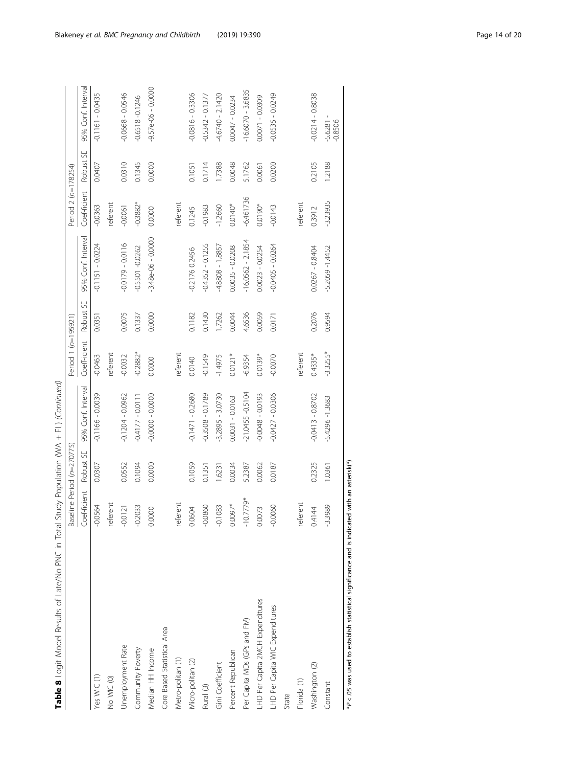**Table 8** Logit Model Results of Late/No PNC in Total Study Population (WA + FL) *(Continued)*

| | Baseline Period ($n$=270775) | | | Period 1 ($n$=195921) | | | Period 2 ($n$=178254) | | |
|---|---|---|---|---|---|---|---|---|---|
| | Coef-ficient | Robust SE | 95% Conf. Interval | Coeff-icient | Robust SE | 95% Conf. Interval | Coef-ficient | Robust SE | 95% Conf. Interval |
| Yes WIC (1) | -0.0564 | 0.0307 | -0.1166 - 0.0039 | -0.0463 | 0.0351 | -0.1151 - 0.0224 | -0.0363 | 0.0407 | -0.1161 - 0.0435 |
| No WIC (0) | referent | | | referent | | | referent | | |
| Unemployment Rate | -0.0121 | 0.0552 | -0.1204 - 0.0962 | -0.0032 | 0.0075 | -0.0179 - 0.0116 | -0.0061 | 0.0310 | -0.0668 - 0.0546 |
| Community Poverty | -0.2033 | 0.1094 | -0.4177 - 0.0111 | -0.2882* | 0.1337 | -0.5501 -0.0262 | -0.3882* | 0.1345 | -0.6518 -0.1246 |
| Median HH Income | 0.0000 | 0.0000 | -0.0000 - 0.0000 | 0.0000 | 0.0000 | -3.48e-06 - 0.0000 | 0.0000 | 0.0000 | -9.57e-06 - 0.0000 |
| Core Based Statistical Area | | | | | | | | | |
| Metro-politan (1) | referent | | | referent | | | referent | | |
| Micro-politan (2) | 0.0604 | 0.1059 | -0.1471 - 0.2680 | 0.0140 | 0.1182 | -0.2176 0.2456 | 0.1245 | 0.1051 | -0.0816 - 0.3306 |
| Rural (3) | -0.0860 | 0.1351 | -0.3508 - 0.1789 | -0.1549 | 0.1430 | -0.4352 - 0.1255 | -0.1983 | 0.1714 | -0.5342 - 0.1377 |
| Gini Coefficient | -0.1083 | 1.6231 | -3.2895 - 3.0730 | -1.4975 | 1.7262 | -4.8808 - 1.8857 | -1.2660 | 1.7388 | -4.6740 - 2.1420 |
| Percent Republican | 0.0097* | 0.0034 | 0.0031 - 0.0163 | 0.0121* | 0.0044 | 0.0035 - 0.0208 | 0.0140* | 0.0048 | 0.0047 - 0.0234 |
| Per Capita MDs (GPs and FM) | -10.7779* | 5.2387 | -21.0455 -0.5104 | -6.9354 | 4.6536 | -16.0562 - 2.1854 | -6.461736 | 5.1762 | -16.6070 - 3.6835 |
| LHD Per Capita 2MCH Expenditures | 0.0073 | 0.0062 | -0.0048 - 0.0193 | 0.0139* | 0.0059 | 0.0023 - 0.0254 | 0.0190* | 0.0061 | 0.0071 - 0.0309 |
| LHD Per Capita WIC Expenditures | -0.0060 | 0.0187 | -0.0427 - 0.0306 | -0.0070 | 0.0171 | -0.0405 - 0.0264 | -0.0143 | 0.0200 | -0.0535 - 0.0249 |
| State | | | | | | | | | |
| Florida (1) | referent | | | referent | | | referent | | |
| Washington (2) | 0.4144 | 0.2325 | -0.0413 - 0.8702 | 0.4335* | 0.2076 | 0.0267 - 0.8404 | 0.3912 | 0.2105 | -0.0214 - 0.8038 |
| Constant | -3.3989 | 1.0361 | -5.4296 -1.3683 | -3.3255* | 0.9594 | -5.2059 -1.4452 | -3.23935 | 1.2188 | -5.6281 - -0.8506 |

*$P$ < .05 was used to establish statistical significance and is indicated with an asterisk(*)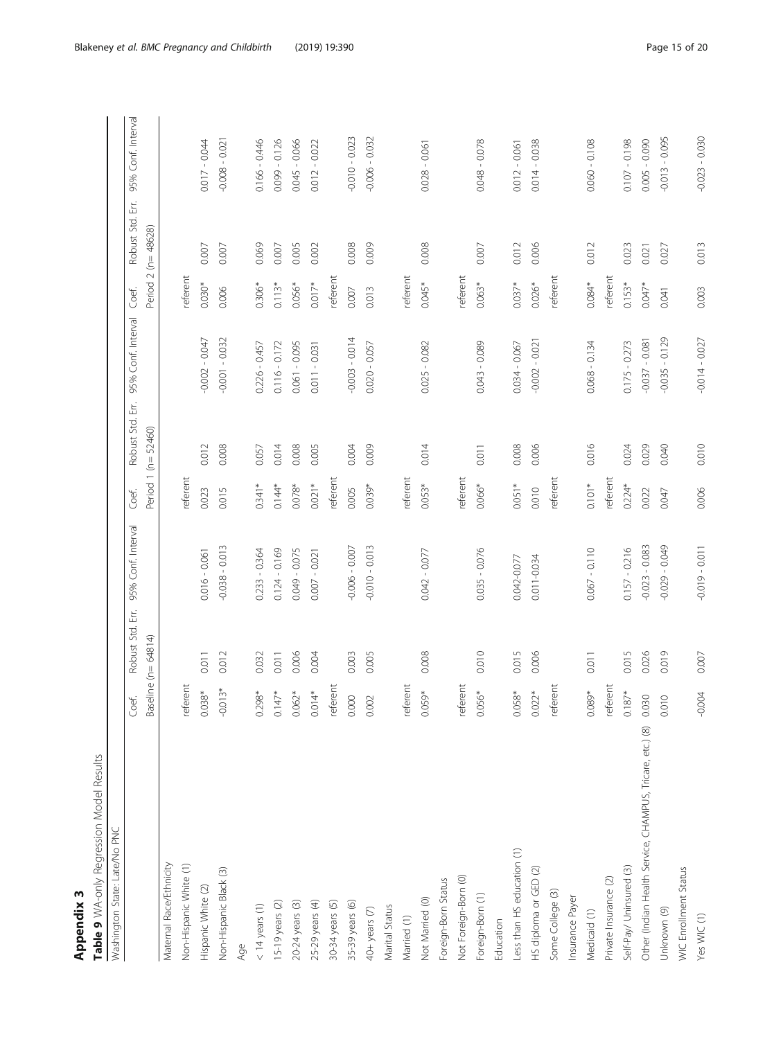## Appendix 3

**Table 9** WA-only Regression Model Results

| Washington State: Late/No PNC | Coef. | Robust Std. Err. | 95% Conf. Interval | Coef. | Robust Std. Err. | 95% Conf. Interval | Coef. | Robust Std. Err. | 95% Conf. Interval |
|---|---|---|---|---|---|---|---|---|---|
| | Baseline (n= 64814) | | | Period 1 (n= 52460) | | | Period 2 (n= 48628) | | |
| Maternal Race/Ethnicity | | | | | | | | | |
| Non-Hispanic White (1) | referent | | | referent | | | referent | | |
| Hispanic White (2) | 0.038* | 0.011 | 0.016 - 0.061 | 0.023 | 0.012 | -0.002 - 0.047 | 0.030* | 0.007 | 0.017 - 0.044 |
| Non-Hispanic Black (3) | -0.013* | 0.012 | -0.038 - 0.013 | 0.015 | 0.008 | -0.001 - 0.032 | 0.006 | 0.007 | -0.008 - 0.021 |
| Age | | | | | | | | | |
| < 14 years (1) | 0.298* | 0.032 | 0.233 - 0.364 | 0.341* | 0.057 | 0.226 - 0.457 | 0.306* | 0.069 | 0.166 - 0.446 |
| 15-19 years (2) | 0.147* | 0.011 | 0.124 - 0.169 | 0.144* | 0.014 | 0.116 - 0.172 | 0.113* | 0.007 | 0.099 - 0.126 |
| 20-24 years (3) | 0.062* | 0.006 | 0.049 - 0.075 | 0.078* | 0.008 | 0.061 - 0.095 | 0.056* | 0.005 | 0.045 - 0.066 |
| 25-29 years (4) | 0.014* | 0.004 | 0.007 - 0.021 | 0.021* | 0.005 | 0.011 - 0.031 | 0.017* | 0.002 | 0.012 - 0.022 |
| 30-34 years (5) | referent | | | referent | | | referent | | |
| 35-39 years (6) | 0.000 | 0.003 | -0.006 - 0.007 | 0.005 | 0.004 | -0.003 - 0.014 | 0.007 | 0.008 | -0.010 - 0.023 |
| 40+ years (7) | 0.002 | 0.005 | -0.010 - 0.013 | 0.039* | 0.009 | 0.020 - 0.057 | 0.013 | 0.009 | -0.006 - 0.032 |
| Marital Status | | | | | | | | | |
| Married (1) | referent | | | referent | | | referent | | |
| Not Married (0) | 0.059* | 0.008 | 0.042 - 0.077 | 0.053* | 0.014 | 0.025 - 0.082 | 0.045* | 0.008 | 0.028 - 0.061 |
| Foreign-Born Status | | | | | | | | | |
| Not Foreign-Born (0) | referent | | | referent | | | referent | | |
| Foreign-Born (1) | 0.056* | 0.010 | 0.035 - 0.076 | 0.066* | 0.011 | 0.043 - 0.089 | 0.063* | 0.007 | 0.048 - 0.078 |
| Education | | | | | | | | | |
| Less than HS education (1) | 0.058* | 0.015 | 0.042-0.077 | 0.051* | 0.008 | 0.034 - 0.067 | 0.037* | 0.012 | 0.012 - 0.061 |
| HS diploma or GED (2) | 0.022* | 0.006 | 0.011-0.034 | 0.010 | 0.006 | -0.002 - 0.021 | 0.026* | 0.006 | 0.014 - 0.038 |
| Some College (3) | referent | | | referent | | | referent | | |
| Insurance Payer | | | | | | | | | |
| Medicaid (1) | 0.089* | 0.011 | 0.067 - 0.110 | 0.101* | 0.016 | 0.068 - 0.134 | 0.084* | 0.012 | 0.060 - 0.108 |
| Private Insurance (2) | referent | | | referent | | | referent | | |
| Self-Pay/ Uninsured (3) | 0.187* | 0.015 | 0.157 - 0.216 | 0.224* | 0.024 | 0.175 - 0.273 | 0.153* | 0.023 | 0.107 - 0.198 |
| Other (Indian Health Service, CHAMPUS, Tricare, etc.) (8) | 0.030 | 0.026 | -0.023 - 0.083 | 0.022 | 0.029 | -0.037 - 0.081 | 0.047* | 0.021 | 0.005 - 0.090 |
| Unknown (9) | 0.010 | 0.019 | -0.029 - 0.049 | 0.047 | 0.040 | -0.035 - 0.129 | 0.041 | 0.027 | -0.013 - 0.095 |
| WIC Enrollment Status | | | | | | | | | |
| Yes WIC (1) | -0.004 | 0.007 | -0.019 - 0.011 | 0.006 | 0.010 | -0.014 - 0.027 | 0.003 | 0.013 | -0.023 - 0.030 |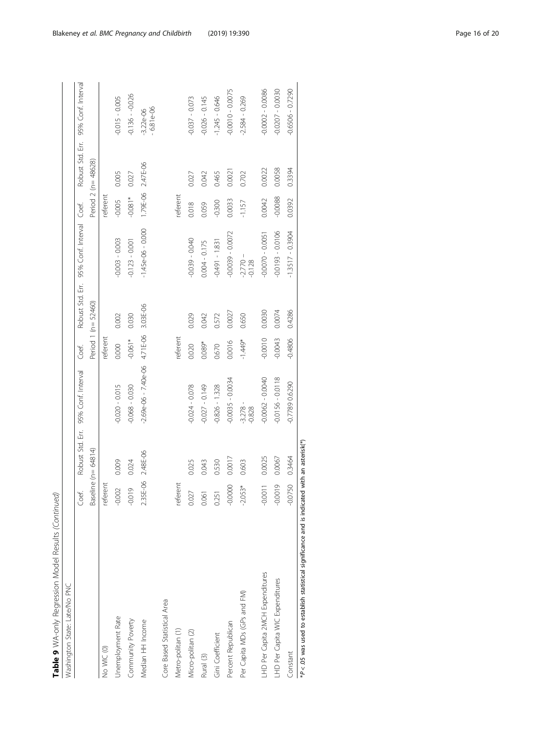**Table 9** WA-only Regression Model Results *(Continued)*

| Washington State: Late/No PNC | Coef. | Robust Std. Err. | 95% Conf. Interval | Coef. | Robust Std. Err. | 95% Conf. Interval | Coef. | Robust Std. Err. | 95% Conf. Interval |
|---|---|---|---|---|---|---|---|---|---|
| | Baseline (n= 64814) | | | Period 1 (n= 52460) | | | Period 2 (n= 48628) | | |
| No WIC (0) | referent | | | referent | | | referent | | |
| Unemployment Rate | -0.002 | 0.009 | -0.020 - 0.015 | 0.000 | 0.002 | -0.003 - 0.003 | -0.005 | 0.005 | -0.015 - 0.005 |
| Community Poverty | -0.019 | 0.024 | -0.068 - 0.030 | -0.061* | 0.030 | -0.123 - 0.001 | -0.081* | 0.027 | -0.136 - -0.026 |
| Median HH Income | 2.35E-06 | 2.48E-06 | -2.69e-06 - 7.40e-06 | 4.71E-06 | 3.03E-06 | -1.45e-06 - 0.000 | 1.79E-06 | 2.47E-06 | -3.22e-06 - 6.81e-06 |
| Core Based Statistical Area | | | | | | | | | |
| Metro-politan (1) | referent | | | referent | | | referent | | |
| Micro-politan (2) | 0.027 | 0.025 | -0.024 - 0.078 | 0.020 | 0.029 | -0.039 - 0.040 | 0.018 | 0.027 | -0.037 - 0.073 |
| Rural (3) | 0.061 | 0.043 | -0.027 - 0.149 | 0.089* | 0.042 | 0.004 - 0.175 | 0.059 | 0.042 | -0.026 - 0.145 |
| Gini Coefficient | 0.251 | 0.530 | -0.826 - 1.328 | 0.670 | 0.572 | -0.491 - 1.831 | -0.300 | 0.465 | -1.245 - 0.646 |
| Percent Republican | -0.0000 | 0.0017 | -0.0035 - 0.0034 | 0.0016 | 0.0027 | -0.0039 - 0.0072 | 0.0033 | 0.0021 | -0.0010 - 0.0075 |
| Per Capita MDs (GPs and FM) | -2.053* | 0.603 | -3.278 - -0.828 | -1.449* | 0.650 | -2.770 – -0.128 | -1.157 | 0.702 | -2.584 - 0.269 |
| LHD Per Capita 2MCH Expenditures | -0.0011 | 0.0025 | -0.0062 - 0.0040 | -0.0010 | 0.0030 | -0.0070 - 0.0051 | 0.0042 | 0.0022 | -0.0002 - 0.0086 |
| LHD Per Capita WIC Expenditures | -0.0019 | 0.0067 | -0.0156 - 0.0118 | -0.0043 | 0.0074 | -0.0193 - 0.0106 | -0.0088 | 0.0058 | -0.0207 - 0.0030 |
| Constant | -0.0750 | 0.3464 | -0.7789 0.6290 | -0.4806 | 0.4286 | -1.3517 - 0.3904 | 0.0392 | 0.3394 | -0.6506 - 0.7290 |

*$P < .05$ was used to establish statistical significance and is indicated with an asterisk(*)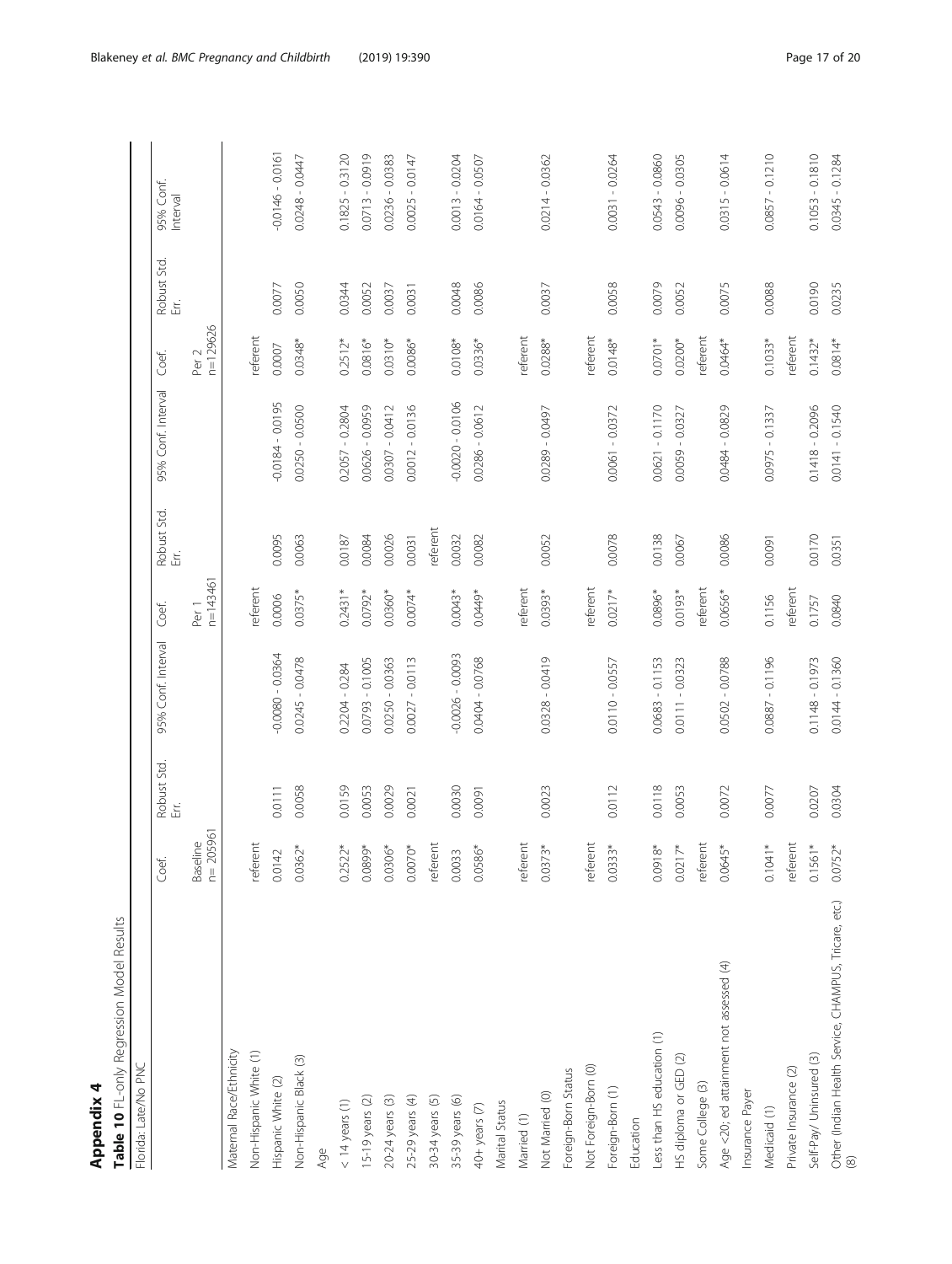## Appendix 4

**Table 10** FL-only Regression Model Results

| Florida: Late/No PNC | Coef. | Robust Std. Err. | 95% Conf. Interval | Coef. | Robust Std. Err. | 95% Conf. Interval | Coef. | Robust Std. Err. | 95% Conf. Interval |
|---|---|---|---|---|---|---|---|---|---|
| | Baseline n= 205961 | | | Per 1 n=143461 | | | Per 2 n=129626 | | |
| Maternal Race/Ethnicity | | | | | | | | | |
| Non-Hispanic White (1) | referent | | | referent | | | referent | | |
| Hispanic White (2) | 0.0142 | 0.0111 | -0.0080 - 0.0364 | 0.0006 | 0.0095 | -0.0184 - 0.0195 | 0.0007 | 0.0077 | -0.0146 - 0.0161 |
| Non-Hispanic Black (3) | 0.0362* | 0.0058 | 0.0245 - 0.0478 | 0.0375* | 0.0063 | 0.0250 - 0.0500 | 0.0348* | 0.0050 | 0.0248 - 0.0447 |
| Age | | | | | | | | | |
| < 14 years (1) | 0.2522* | 0.0159 | 0.2204 - 0.284 | 0.2431* | 0.0187 | 0.2057 - 0.2804 | 0.2512* | 0.0344 | 0.1825 - 0.3120 |
| 15-19 years (2) | 0.0899* | 0.0053 | 0.0793 - 0.1005 | 0.0792* | 0.0084 | 0.0626 - 0.0959 | 0.0816* | 0.0052 | 0.0713 - 0.0919 |
| 20-24 years (3) | 0.0306* | 0.0029 | 0.0250 - 0.0363 | 0.0360* | 0.0026 | 0.0307 - 0.0412 | 0.0310* | 0.0037 | 0.0236 - 0.0383 |
| 25-29 years (4) | 0.0070* | 0.0021 | 0.0027 - 0.0113 | 0.0074* | 0.0031 | 0.0012 - 0.0136 | 0.0086* | 0.0031 | 0.0025 - 0.0147 |
| 30-34 years (5) | referent | | | referent | | | | | |
| 35-39 years (6) | 0.0033 | 0.0030 | -0.0026 - 0.0093 | 0.0043* | 0.0032 | -0.0020 - 0.0106 | 0.0108* | 0.0048 | 0.0013 - 0.0204 |
| 40+ years (7) | 0.0586* | 0.0091 | 0.0404 - 0.0768 | 0.0449* | 0.0082 | 0.0286 - 0.0612 | 0.0336* | 0.0086 | 0.0164 - 0.0507 |
| Marital Status | | | | | | | | | |
| Married (1) | referent | | | referent | | | referent | | |
| Not Married (0) | 0.0373* | 0.0023 | 0.0328 - 0.0419 | 0.0393* | 0.0052 | 0.0289 - 0.0497 | 0.0288* | 0.0037 | 0.0214 - 0.0362 |
| Foreign-Born Status | | | | | | | | | |
| Not Foreign-Born (0) | referent | | | referent | | | referent | | |
| Foreign-Born (1) | 0.0333* | 0.0112 | 0.0110 - 0.0557 | 0.0217* | 0.0078 | 0.0061 - 0.0372 | 0.0148* | 0.0058 | 0.0031 - 0.0264 |
| Education | | | | | | | | | |
| Less than HS education (1) | 0.0918* | 0.0118 | 0.0683 - 0.1153 | 0.0896* | 0.0138 | 0.0621 - 0.1170 | 0.0701* | 0.0079 | 0.0543 - 0.0860 |
| HS diploma or GED (2) | 0.0217* | 0.0053 | 0.0111 - 0.0323 | 0.0193* | 0.0067 | 0.0059 - 0.0327 | 0.0200* | 0.0052 | 0.0096 - 0.0305 |
| Some College (3) | referent | | | referent | | | referent | | |
| Age <20; ed attainment not assessed (4) | 0.0645* | 0.0072 | 0.0502 - 0.0788 | 0.0656* | 0.0086 | 0.0484 - 0.0829 | 0.0464* | 0.0075 | 0.0315 - 0.0614 |
| Insurance Payer | | | | | | | | | |
| Medicaid (1) | 0.1041* | 0.0077 | 0.0887 - 0.1196 | 0.1156 | 0.0091 | 0.0975 - 0.1337 | 0.1033* | 0.0088 | 0.0857 - 0.1210 |
| Private Insurance (2) | referent | | | referent | | | referent | | |
| Self-Pay/ Uninsured (3) | 0.1561* | 0.0207 | 0.1148 - 0.1973 | 0.1757 | 0.0170 | 0.1418 - 0.2096 | 0.1432* | 0.0190 | 0.1053 - 0.1810 |
| Other (Indian Health Service, CHAMPUS, Tricare, etc.) (8) | 0.0752* | 0.0304 | 0.0144 - 0.1360 | 0.0840 | 0.0351 | 0.0141 - 0.1540 | 0.0814* | 0.0235 | 0.0345 - 0.1284 |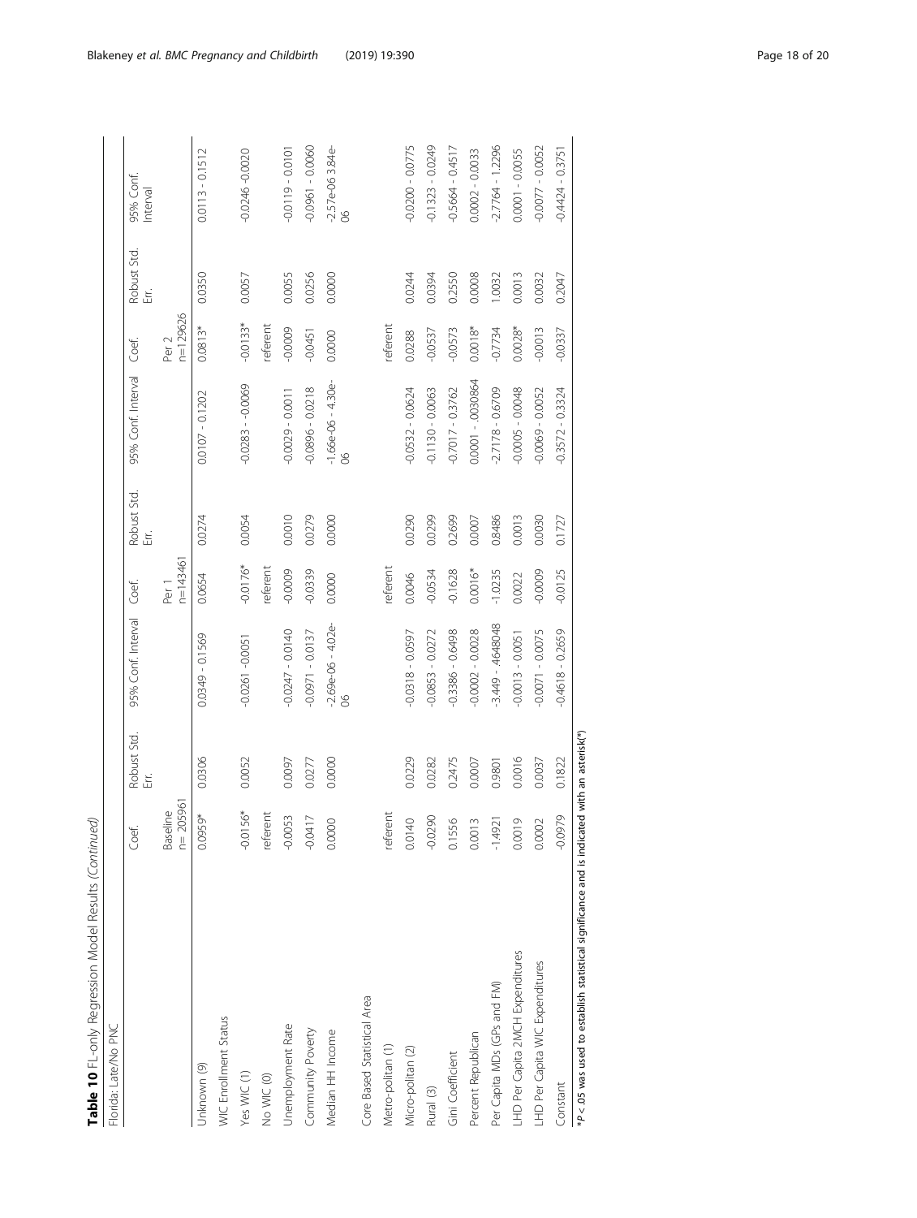**Table 10** FL-only Regression Model Results *(Continued)*

| Florida: Late/No PNC | Coef. | Robust Std. Err. | 95% Conf. Interval | Coef. | Robust Std. Err. | 95% Conf. Interval | Coef. | Robust Std. Err. | 95% Conf. Interval |
|---|---|---|---|---|---|---|---|---|---|
| | Baseline n= 205961 | | | Per 1 n=143461 | | | Per 2 n=129626 | | |
| Unknown (9) | 0.0959* | 0.0306 | 0.0349 - 0.1569 | 0.0654 | 0.0274 | 0.0107 - 0.1202 | 0.0813* | 0.0350 | 0.0113 - 0.1512 |
| WIC Enrollment Status | | | | | | | | | |
| Yes WIC (1) | -0.0156* | 0.0052 | -0.0261 -0.0051 | -0.0176* | 0.0054 | -0.0283 - -0.0069 | -0.0133* | 0.0057 | -0.0246 -0.0020 |
| No WIC (0) | referent | | | referent | | | referent | | |
| Unemployment Rate | -0.0053 | 0.0097 | -0.0247 - 0.0140 | -0.0009 | 0.0010 | -0.0029 - 0.0011 | -0.0009 | 0.0055 | -0.0119 - 0.0101 |
| Community Poverty | -0.0417 | 0.0277 | -0.0971 - 0.0137 | -0.0339 | 0.0279 | -0.0896 - 0.0218 | -0.0451 | 0.0256 | -0.0961 - 0.0060 |
| Median HH Income | 0.0000 | 0.0000 | -2.69e-06 - 4.02e-06 | 0.0000 | 0.0000 | -1.66e-06 - 4.30e-06 | 0.0000 | 0.0000 | -2.57e-06 3.84e-06 |
| Core Based Statistical Area | | | | | | | | | |
| Metro-politan (1) | referent | | | referent | | | referent | | |
| Micro-politan (2) | 0.0140 | 0.0229 | -0.0318 - 0.0597 | 0.0046 | 0.0290 | -0.0532 - 0.0624 | 0.0288 | 0.0244 | -0.0200 - 0.0775 |
| Rural (3) | -0.0290 | 0.0282 | -0.0853 - 0.0272 | -0.0534 | 0.0299 | -0.1130 - 0.0063 | -0.0537 | 0.0394 | -0.1323 - 0.0249 |
| Gini Coefficient | 0.1556 | 0.2475 | -0.3386 - 0.6498 | -0.1628 | 0.2699 | -0.7017 - 0.3762 | -0.0573 | 0.2550 | -0.5664 - 0.4517 |
| Percent Republican | 0.0013 | 0.0007 | -0.0002 - 0.0028 | 0.0016* | 0.0007 | 0.0001 - .0030864 | 0.0018* | 0.0008 | 0.0002 - 0.0033 |
| Per Capita MDs (GPs and FM) | -1.4921 | 0.9801 | -3.449 - .4648048 | -1.0235 | 0.8486 | -2.7178 - 0.6709 | -0.7734 | 1.0032 | -2.7764 - 1.2296 |
| LHD Per Capita 2MCH Expenditures | 0.0019 | 0.0016 | -0.0013 - 0.0051 | 0.0022 | 0.0013 | -0.0005 - 0.0048 | 0.0028* | 0.0013 | 0.0001 - 0.0055 |
| LHD Per Capita WIC Expenditures | 0.0002 | 0.0037 | -0.0071 - 0.0075 | -0.0009 | 0.0030 | -0.0069 - 0.0052 | -0.0013 | 0.0032 | -0.0077 - 0.0052 |
| Constant | -0.0979 | 0.1822 | -0.4618 - 0.2659 | -0.0125 | 0.1727 | -0.3572 - 0.3324 | -0.0337 | 0.2047 | -0.4424 - 0.3751 |

*$P < .05$ was used to establish statistical significance and is indicated with an asterisk(*)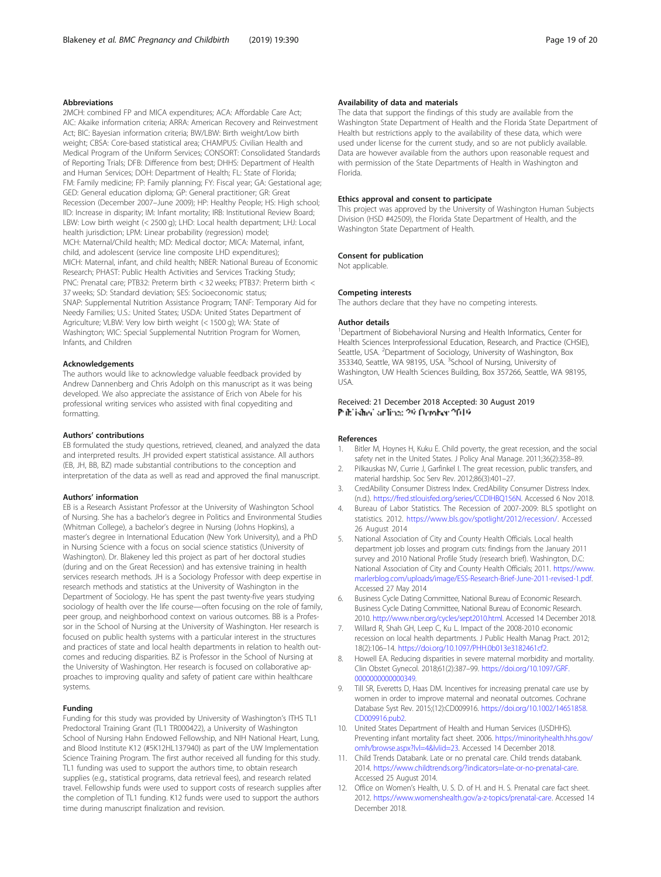### Abbreviations

2MCH: combined FP and MICA expenditures; ACA: Affordable Care Act; AIC: Akaike information criteria; ARRA: American Recovery and Reinvestment Act; BIC: Bayesian information criteria; BW/LBW: Birth weight/Low birth weight; CBSA: Core-based statistical area; CHAMPUS: Civilian Health and Medical Program of the Uniform Services; CONSORT: Consolidated Standards of Reporting Trials; DFB: Difference from best; DHHS: Department of Health and Human Services; DOH: Department of Health; FL: State of Florida; FM: Family medicine; FP: Family planning; FY: Fiscal year; GA: Gestational age; GED: General education diploma; GP: General practitioner; GR: Great Recession (December 2007–June 2009); HP: Healthy People; HS: High school; IID: Increase in disparity; IM: Infant mortality; IRB: Institutional Review Board; LBW: Low birth weight (< 2500 g); LHD: Local health department; LHJ: Local health jurisdiction; LPM: Linear probability (regression) model; MCH: Maternal/Child health; MD: Medical doctor; MICA: Maternal, infant, child, and adolescent (service line composite LHD expenditures); MICH: Maternal, infant, and child health; NBER: National Bureau of Economic Research; PHAST: Public Health Activities and Services Tracking Study; PNC: Prenatal care; PTB32: Preterm birth < 32 weeks; PTB37: Preterm birth < 37 weeks; SD: Standard deviation; SES: Socioeconomic status; SNAP: Supplemental Nutrition Assistance Program; TANF: Temporary Aid for Needy Families; U.S.: United States; USDA: United States Department of Agriculture; VLBW: Very low birth weight (< 1500 g); WA: State of Washington; WIC: Special Supplemental Nutrition Program for Women, Infants, and Children

### Acknowledgements

The authors would like to acknowledge valuable feedback provided by Andrew Dannenberg and Chris Adolph on this manuscript as it was being developed. We also appreciate the assistance of Erich von Abele for his professional writing services who assisted with final copyediting and formatting.

### Authors' contributions

EB formulated the study questions, retrieved, cleaned, and analyzed the data and interpreted results. JH provided expert statistical assistance. All authors (EB, JH, BB, BZ) made substantial contributions to the conception and interpretation of the data as well as read and approved the final manuscript.

### Authors' information

EB is a Research Assistant Professor at the University of Washington School of Nursing. She has a bachelor's degree in Politics and Environmental Studies (Whitman College), a bachelor's degree in Nursing (Johns Hopkins), a master's degree in International Education (New York University), and a PhD in Nursing Science with a focus on social science statistics (University of Washington). Dr. Blakeney led this project as part of her doctoral studies (during and on the Great Recession) and has extensive training in health services research methods. JH is a Sociology Professor with deep expertise in research methods and statistics at the University of Washington in the Department of Sociology. He has spent the past twenty-five years studying sociology of health over the life course—often focusing on the role of family, peer group, and neighborhood context on various outcomes. BB is a Professor in the School of Nursing at the University of Washington. Her research is focused on public health systems with a particular interest in the structures and practices of state and local health departments in relation to health outcomes and reducing disparities. BZ is Professor in the School of Nursing at the University of Washington. Her research is focused on collaborative approaches to improving quality and safety of patient care within healthcare systems.

### Funding

Funding for this study was provided by University of Washington's ITHS TL1 Predoctoral Training Grant (TL1 TR000422), a University of Washington School of Nursing Hahn Endowed Fellowship, and NIH National Heart, Lung, and Blood Institute K12 (#5K12HL137940) as part of the UW Implementation Science Training Program. The first author received all funding for this study. TL1 funding was used to support the authors time, to obtain research supplies (e.g., statistical programs, data retrieval fees), and research related travel. Fellowship funds were used to support costs of research supplies after the completion of TL1 funding. K12 funds were used to support the authors time during manuscript finalization and revision.

### Availability of data and materials

The data that support the findings of this study are available from the Washington State Department of Health and the Florida State Department of Health but restrictions apply to the availability of these data, which were used under license for the current study, and so are not publicly available. Data are however available from the authors upon reasonable request and with permission of the State Departments of Health in Washington and Florida.

### Ethics approval and consent to participate

This project was approved by the University of Washington Human Subjects Division (HSD #42509), the Florida State Department of Health, and the Washington State Department of Health.

### Consent for publication

Not applicable.

### Competing interests

The authors declare that they have no competing interests.

### Author details

[1]Department of Biobehavioral Nursing and Health Informatics, Center for Health Sciences Interprofessional Education, Research, and Practice (CHSIE), Seattle, USA. [2]Department of Sociology, University of Washington, Box 353340, Seattle, WA 98195, USA. [3]School of Nursing, University of Washington, UW Health Sciences Building, Box 357266, Seattle, WA 98195, USA.

Received: 21 December 2018 Accepted: 30 August 2019
Published online: 24 October 2019

### References

1. Bitler M, Hoynes H, Kuku E. Child poverty, the great recession, and the social safety net in the United States. J Policy Anal Manage. 2011;36(2):358–89.
2. Pilkauskas NV, Currie J, Garfinkel I. The great recession, public transfers, and material hardship. Soc Serv Rev. 2012;86(3):401–27.
3. CredAbility Consumer Distress Index. CredAbility Consumer Distress Index. (n.d.). https://fred.stlouisfed.org/series/CCDIHBQ156N. Accessed 6 Nov 2018.
4. Bureau of Labor Statistics. The Recession of 2007-2009: BLS spotlight on statistics. 2012. https://www.bls.gov/spotlight/2012/recession/. Accessed 26 August 2014
5. National Association of City and County Health Officials. Local health department job losses and program cuts: findings from the January 2011 survey and 2010 National Profile Study (research brief). Washington, D.C: National Association of City and County Health Officials; 2011. https://www.marlerblog.com/uploads/image/ESS-Research-Brief-June-2011-revised-1.pdf. Accessed 27 May 2014
6. Business Cycle Dating Committee, National Bureau of Economic Research. Business Cycle Dating Committee, National Bureau of Economic Research. 2010. http://www.nber.org/cycles/sept2010.html. Accessed 14 December 2018.
7. Willard R, Shah GH, Leep C, Ku L. Impact of the 2008-2010 economic recession on local health departments. J Public Health Manag Pract. 2012; 18(2):106–14. https://doi.org/10.1097/PHH.0b013e3182461cf2.
8. Howell EA. Reducing disparities in severe maternal morbidity and mortality. Clin Obstet Gynecol. 2018;61(2):387–99. https://doi.org/10.1097/GRF.0000000000000349.
9. Till SR, Everetts D, Haas DM. Incentives for increasing prenatal care use by women in order to improve maternal and neonatal outcomes. Cochrane Database Syst Rev. 2015;(12):CD009916. https://doi.org/10.1002/14651858.CD009916.pub2.
10. United States Department of Health and Human Services (USDHHS). Preventing infant mortality fact sheet. 2006. https://minorityhealth.hhs.gov/omh/browse.aspx?lvl=4&lvlid=23. Accessed 14 December 2018.
11. Child Trends Databank. Late or no prenatal care. Child trends databank. 2014. https://www.childtrends.org/?indicators=late-or-no-prenatal-care. Accessed 25 August 2014.
12. Office on Women's Health, U. S. D. of H. and H. S. Prenatal care fact sheet. 2012. https://www.womenshealth.gov/a-z-topics/prenatal-care. Accessed 14 December 2018.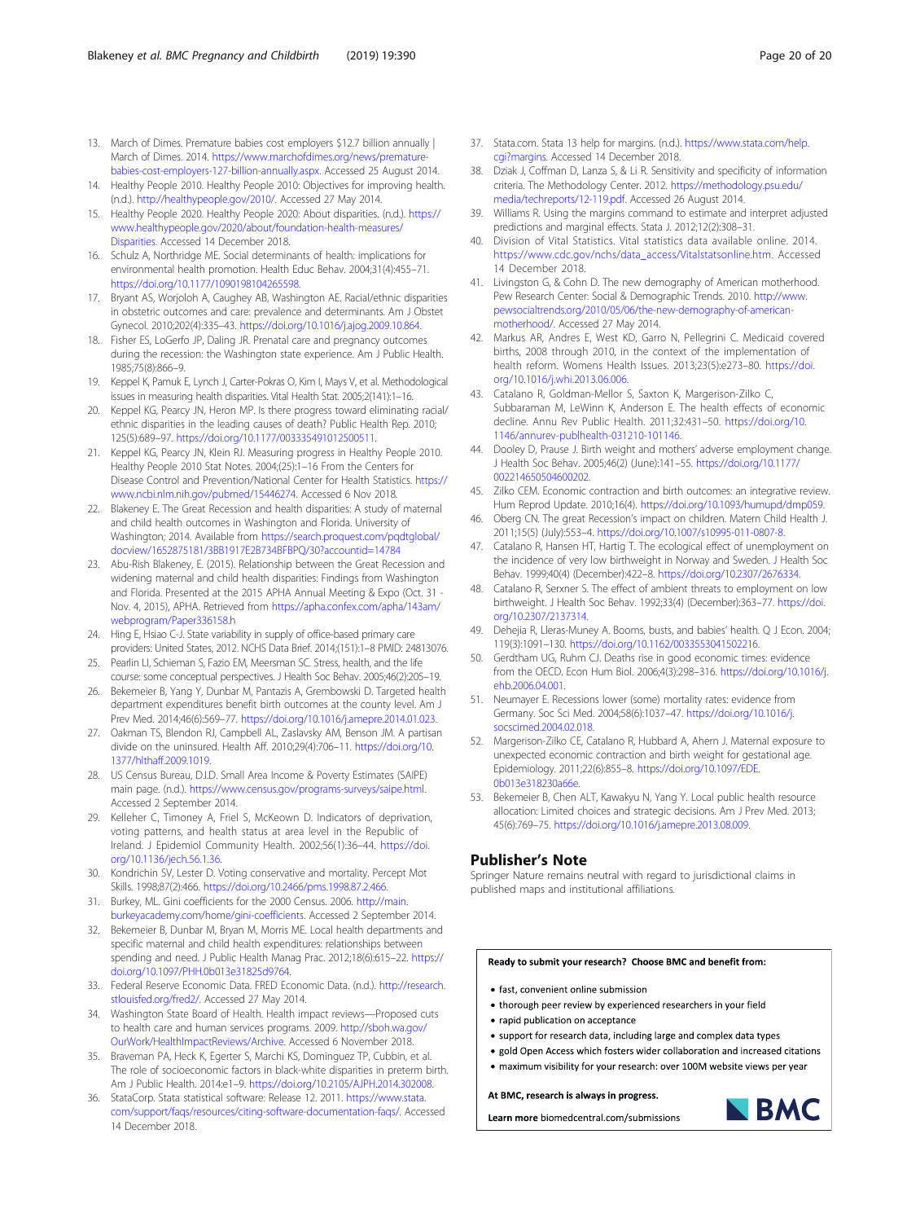13. March of Dimes. Premature babies cost employers $12.7 billion annually | March of Dimes. 2014. https://www.marchofdimes.org/news/premature-babies-cost-employers-127-billion-annually.aspx. Accessed 25 August 2014.
14. Healthy People 2010. Healthy People 2010: Objectives for improving health. (n.d.). http://healthypeople.gov/2010/. Accessed 27 May 2014.
15. Healthy People 2020. Healthy People 2020: About disparities. (n.d.). https://www.healthypeople.gov/2020/about/foundation-health-measures/Disparities. Accessed 14 December 2018.
16. Schulz A, Northridge ME. Social determinants of health: implications for environmental health promotion. Health Educ Behav. 2004;31(4):455–71. https://doi.org/10.1177/1090198104265598.
17. Bryant AS, Worjoloh A, Caughey AB, Washington AE. Racial/ethnic disparities in obstetric outcomes and care: prevalence and determinants. Am J Obstet Gynecol. 2010;202(4):335–43. https://doi.org/10.1016/j.ajog.2009.10.864.
18. Fisher ES, LoGerfo JP, Daling JR. Prenatal care and pregnancy outcomes during the recession: the Washington state experience. Am J Public Health. 1985;75(8):866–9.
19. Keppel K, Pamuk E, Lynch J, Carter-Pokras O, Kim I, Mays V, et al. Methodological issues in measuring health disparities. Vital Health Stat. 2005;2(141):1–16.
20. Keppel KG, Pearcy JN, Heron MP. Is there progress toward eliminating racial/ethnic disparities in the leading causes of death? Public Health Rep. 2010;125(5):689–97. https://doi.org/10.1177/003335491012500511.
21. Keppel KG, Pearcy JN, Klein RJ. Measuring progress in Healthy People 2010. Healthy People 2010 Stat Notes. 2004;(25):1–16 From the Centers for Disease Control and Prevention/National Center for Health Statistics. https://www.ncbi.nlm.nih.gov/pubmed/15446274. Accessed 6 Nov 2018.
22. Blakeney E. The Great Recession and health disparities: A study of maternal and child health outcomes in Washington and Florida. University of Washington; 2014. Available from https://search.proquest.com/pqdtglobal/docview/1652875181/3BB1917E2B734BFBPQ/30?accountid=14784
23. Abu-Rish Blakeney, E. (2015). Relationship between the Great Recession and widening maternal and child health disparities: Findings from Washington and Florida. Presented at the 2015 APHA Annual Meeting & Expo (Oct. 31 - Nov. 4, 2015), APHA. Retrieved from https://apha.confex.com/apha/143am/webprogram/Paper336158.h
24. Hing E, Hsiao C-J. State variability in supply of office-based primary care providers: United States, 2012. NCHS Data Brief. 2014;(151):1–8 PMID: 24813076.
25. Pearlin LI, Schieman S, Fazio EM, Meersman SC. Stress, health, and the life course: some conceptual perspectives. J Health Soc Behav. 2005;46(2):205–19.
26. Bekemeier B, Yang Y, Dunbar M, Pantazis A, Grembowski D. Targeted health department expenditures benefit birth outcomes at the county level. Am J Prev Med. 2014;46(6):569–77. https://doi.org/10.1016/j.amepre.2014.01.023.
27. Oakman TS, Blendon RJ, Campbell AL, Zaslavsky AM, Benson JM. A partisan divide on the uninsured. Health Aff. 2010;29(4):706–11. https://doi.org/10.1377/hlthaff.2009.1019.
28. US Census Bureau, D.I.D. Small Area Income & Poverty Estimates (SAIPE) main page. (n.d.). https://www.census.gov/programs-surveys/saipe.html. Accessed 2 September 2014.
29. Kelleher C, Timoney A, Friel S, McKeown D. Indicators of deprivation, voting patterns, and health status at area level in the Republic of Ireland. J Epidemiol Community Health. 2002;56(1):36–44. https://doi.org/10.1136/jech.56.1.36.
30. Kondrichin SV, Lester D. Voting conservative and mortality. Percept Mot Skills. 1998;87(2):466. https://doi.org/10.2466/pms.1998.87.2.466.
31. Burkey, ML. Gini coefficients for the 2000 Census. 2006. http://main.burkeyacademy.com/home/gini-coefficients. Accessed 2 September 2014.
32. Bekemeier B, Dunbar M, Bryan M, Morris ME. Local health departments and specific maternal and child health expenditures: relationships between spending and need. J Public Health Manag Prac. 2012;18(6):615–22. https://doi.org/10.1097/PHH.0b013e31825d9764.
33. Federal Reserve Economic Data. FRED Economic Data. (n.d.). http://research.stlouisfed.org/fred2/. Accessed 27 May 2014.
34. Washington State Board of Health. Health impact reviews—Proposed cuts to health care and human services programs. 2009. http://sboh.wa.gov/OurWork/HealthImpactReviews/Archive. Accessed 6 November 2018.
35. Braveman PA, Heck K, Egerter S, Marchi KS, Dominguez TP, Cubbin, et al. The role of socioeconomic factors in black-white disparities in preterm birth. Am J Public Health. 2014:e1–9. https://doi.org/10.2105/AJPH.2014.302008.
36. StataCorp. Stata statistical software: Release 12. 2011. https://www.stata.com/support/faqs/resources/citing-stata-software-documentation-faqs/. Accessed 14 December 2018.
37. Stata.com. Stata 13 help for margins. (n.d.). https://www.stata.com/help.cgi?margins. Accessed 14 December 2018.
38. Dziak J, Coffman D, Lanza S, & Li R. Sensitivity and specificity of information criteria. The Methodology Center. 2012. https://methodology.psu.edu/media/techreports/12-119.pdf. Accessed 26 August 2014.
39. Williams R. Using the margins command to estimate and interpret adjusted predictions and marginal effects. Stata J. 2012;12(2):308–31.
40. Division of Vital Statistics. Vital statistics data available online. 2014. https://www.cdc.gov/nchs/data_access/Vitalstatsonline.htm. Accessed 14 December 2018.
41. Livingston G, & Cohn D. The new demography of American motherhood. Pew Research Center: Social & Demographic Trends. 2010. http://www.pewsocialtrends.org/2010/05/06/the-new-demography-of-american-motherhood/. Accessed 27 May 2014.
42. Markus AR, Andres E, West KD, Garro N, Pellegrini C. Medicaid covered births, 2008 through 2010, in the context of the implementation of health reform. Womens Health Issues. 2013;23(5):e273–80. https://doi.org/10.1016/j.whi.2013.06.006.
43. Catalano R, Goldman-Mellor S, Saxton K, Margerison-Zilko C, Subbaraman M, LeWinn K, Anderson E. The health effects of economic decline. Annu Rev Public Health. 2011;32:431–50. https://doi.org/10.1146/annurev-publhealth-031210-101146.
44. Dooley D, Prause J. Birth weight and mothers' adverse employment change. J Health Soc Behav. 2005;46(2) (June):141–55. https://doi.org/10.1177/002214650504600202.
45. Zilko CEM. Economic contraction and birth outcomes: an integrative review. Hum Reprod Update. 2010;16(4). https://doi.org/10.1093/humupd/dmp059.
46. Oberg CN. The great Recession's impact on children. Matern Child Health J. 2011;15(5) (July):553–4. https://doi.org/10.1007/s10995-011-0807-8.
47. Catalano R, Hansen HT, Hartig T. The ecological effect of unemployment on the incidence of very low birthweight in Norway and Sweden. J Health Soc Behav. 1999;40(4) (December):422–8. https://doi.org/10.2307/2676334.
48. Catalano R, Serxner S. The effect of ambient threats to employment on low birthweight. J Health Soc Behav. 1992;33(4) (December):363–77. https://doi.org/10.2307/2137314.
49. Dehejia R, Lleras-Muney A. Booms, busts, and babies' health. Q J Econ. 2004;119(3):1091–130. https://doi.org/10.1162/0033553041502216.
50. Gerdtham UG, Ruhm CJ. Deaths rise in good economic times: evidence from the OECD. Econ Hum Biol. 2006;4(3):298–316. https://doi.org/10.1016/j.ehb.2006.04.001.
51. Neumayer E. Recessions lower (some) mortality rates: evidence from Germany. Soc Sci Med. 2004;58(6):1037–47. https://doi.org/10.1016/j.socscimed.2004.02.018.
52. Margerison-Zilko CE, Catalano R, Hubbard A, Ahern J. Maternal exposure to unexpected economic contraction and birth weight for gestational age. Epidemiology. 2011;22(6):855–8. https://doi.org/10.1097/EDE.0b013e318230a66e.
53. Bekemeier B, Chen ALT, Kawakyu N, Yang Y. Local public health resource allocation: Limited choices and strategic decisions. Am J Prev Med. 2013;45(6):769–75. https://doi.org/10.1016/j.amepre.2013.08.009.

## Publisher's Note

Springer Nature remains neutral with regard to jurisdictional claims in published maps and institutional affiliations.

**Ready to submit your research? Choose BMC and benefit from:**

- fast, convenient online submission
- thorough peer review by experienced researchers in your field
- rapid publication on acceptance
- support for research data, including large and complex data types
- gold Open Access which fosters wider collaboration and increased citations
- maximum visibility for your research: over 100M website views per year

**At BMC, research is always in progress.**

**Learn more** biomedcentral.com/submissions